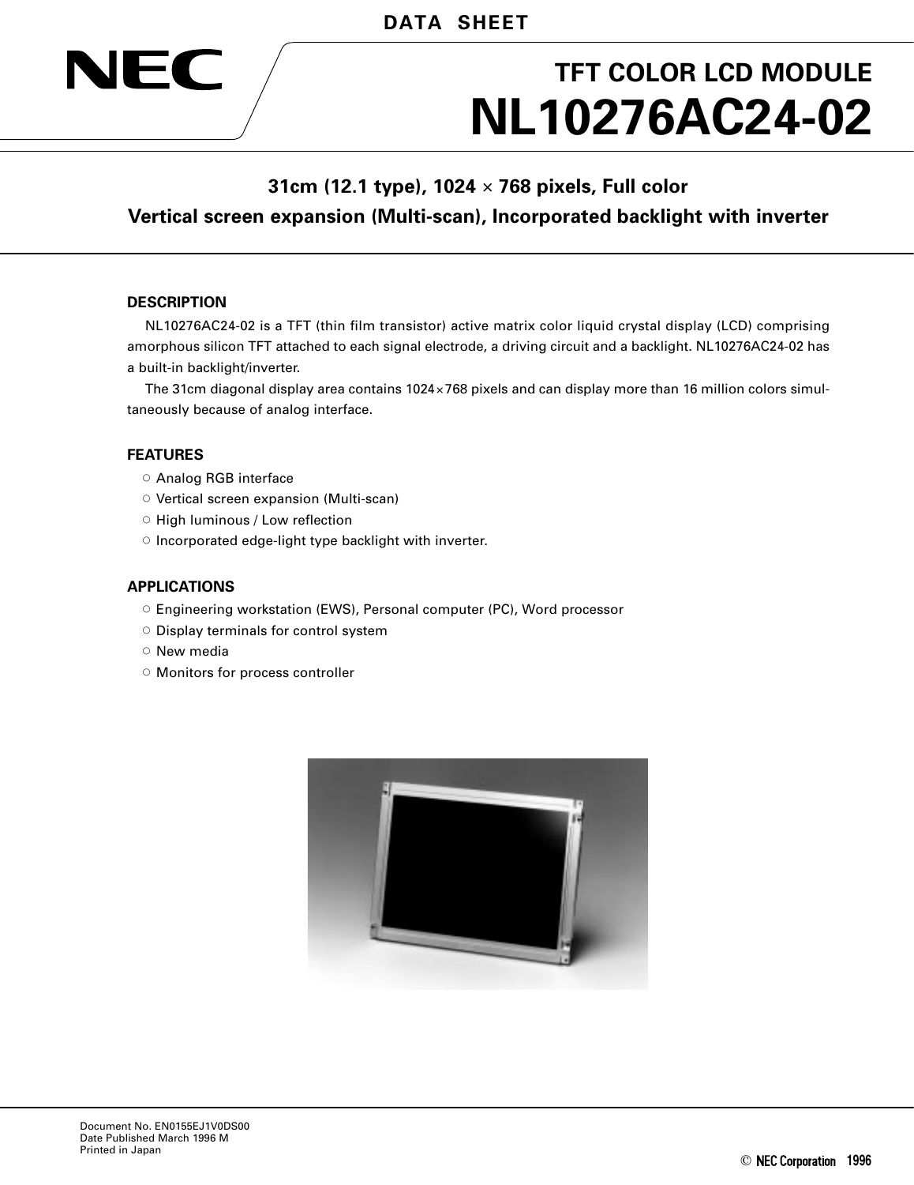DATA SHEET

NEC

# TFT COLOR LCD MODULE
# NL10276AC24-02

**31cm (12.1 type), 1024 × 768 pixels, Full color**
**Vertical screen expansion (Multi-scan), Incorporated backlight with inverter**

## DESCRIPTION

NL10276AC24-02 is a TFT (thin film transistor) active matrix color liquid crystal display (LCD) comprising amorphous silicon TFT attached to each signal electrode, a driving circuit and a backlight. NL10276AC24-02 has a built-in backlight/inverter.

The 31cm diagonal display area contains 1024×768 pixels and can display more than 16 million colors simultaneously because of analog interface.

## FEATURES

- ○ Analog RGB interface
- ○ Vertical screen expansion (Multi-scan)
- ○ High luminous / Low reflection
- ○ Incorporated edge-light type backlight with inverter.

## APPLICATIONS

- ○ Engineering workstation (EWS), Personal computer (PC), Word processor
- ○ Display terminals for control system
- ○ New media
- ○ Monitors for process controller

Document No. EN0155EJ1V0DS00
Date Published March 1996 M
Printed in Japan

© NEC Corporation 1996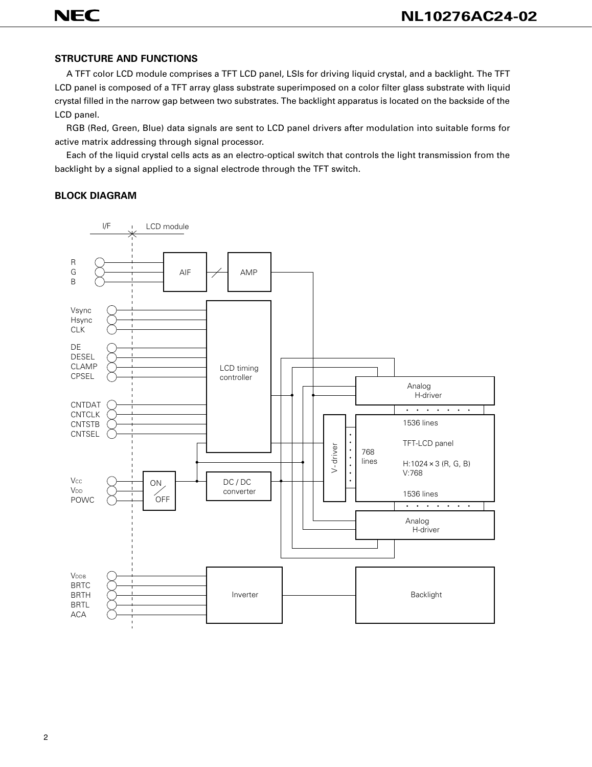## STRUCTURE AND FUNCTIONS

A TFT color LCD module comprises a TFT LCD panel, LSIs for driving liquid crystal, and a backlight. The TFT LCD panel is composed of a TFT array glass substrate superimposed on a color filter glass substrate with liquid crystal filled in the narrow gap between two substrates. The backlight apparatus is located on the backside of the LCD panel.

RGB (Red, Green, Blue) data signals are sent to LCD panel drivers after modulation into suitable forms for active matrix addressing through signal processor.

Each of the liquid crystal cells acts as an electro-optical switch that controls the light transmission from the backlight by a signal applied to a signal electrode through the TFT switch.

## BLOCK DIAGRAM

I/F | LCD module

R
G
B

AIF

AMP

Vsync
Hsync
CLK

DE
DESEL
CLAMP
CPSEL

CNTDAT
CNTCLK
CNTSTB
CNTSEL

LCD timing controller

Analog H-driver

1536 lines

V-driver

768 lines

TFT-LCD panel

H:1024 × 3 (R, G, B)
V:768

1536 lines

Analog H-driver

$V_{CC}$
$V_{DD}$
POWC

ON / OFF

DC / DC converter

$V_{DDB}$
BRTC
BRTH
BRTL
ACA

Inverter

Backlight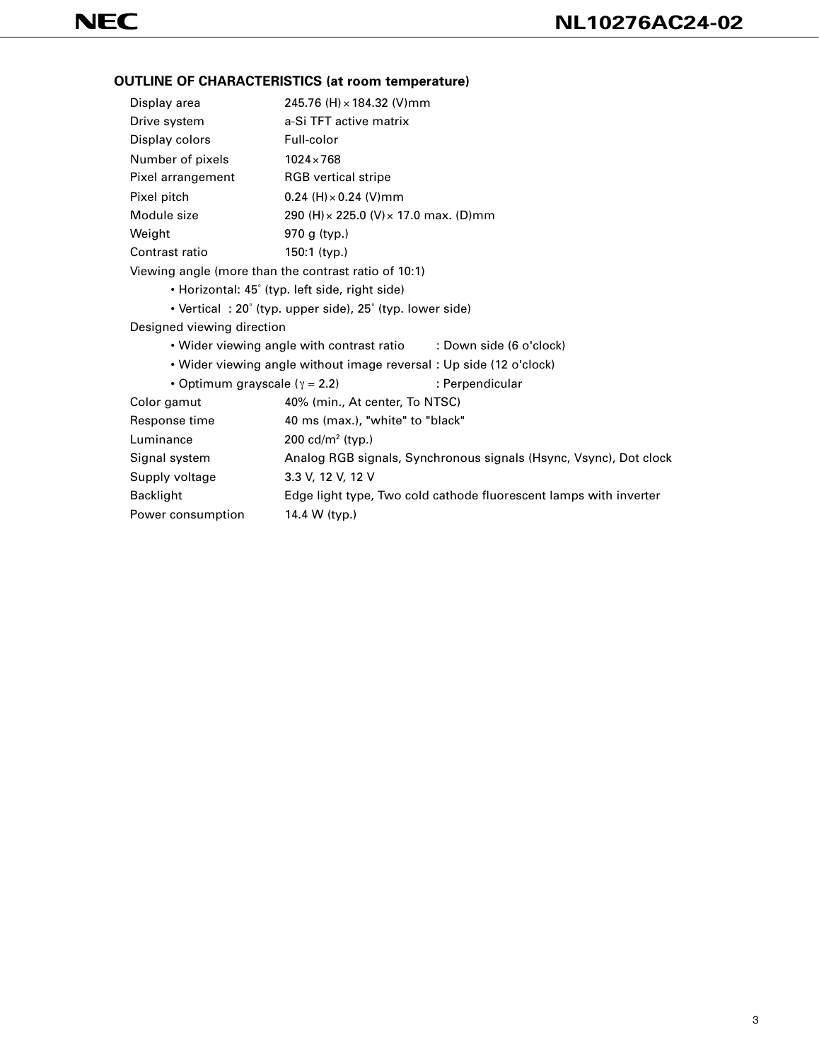## OUTLINE OF CHARACTERISTICS (at room temperature)

| | |
|---|---|
| Display area | 245.76 (H) × 184.32 (V)mm |
| Drive system | a-Si TFT active matrix |
| Display colors | Full-color |
| Number of pixels | 1024 × 768 |
| Pixel arrangement | RGB vertical stripe |
| Pixel pitch | 0.24 (H) × 0.24 (V)mm |
| Module size | 290 (H) × 225.0 (V) × 17.0 max. (D)mm |
| Weight | 970 g (typ.) |
| Contrast ratio | 150:1 (typ.) |

Viewing angle (more than the contrast ratio of 10:1)

- Horizontal: 45° (typ. left side, right side)
- Vertical : 20° (typ. upper side), 25° (typ. lower side)

Designed viewing direction

- Wider viewing angle with contrast ratio : Down side (6 o'clock)
- Wider viewing angle without image reversal : Up side (12 o'clock)
- Optimum grayscale ($\gamma$ = 2.2) : Perpendicular

| | |
|---|---|
| Color gamut | 40% (min., At center, To NTSC) |
| Response time | 40 ms (max.), "white" to "black" |
| Luminance | 200 cd/$m^2$ (typ.) |
| Signal system | Analog RGB signals, Synchronous signals (Hsync, Vsync), Dot clock |
| Supply voltage | 3.3 V, 12 V, 12 V |
| Backlight | Edge light type, Two cold cathode fluorescent lamps with inverter |
| Power consumption | 14.4 W (typ.) |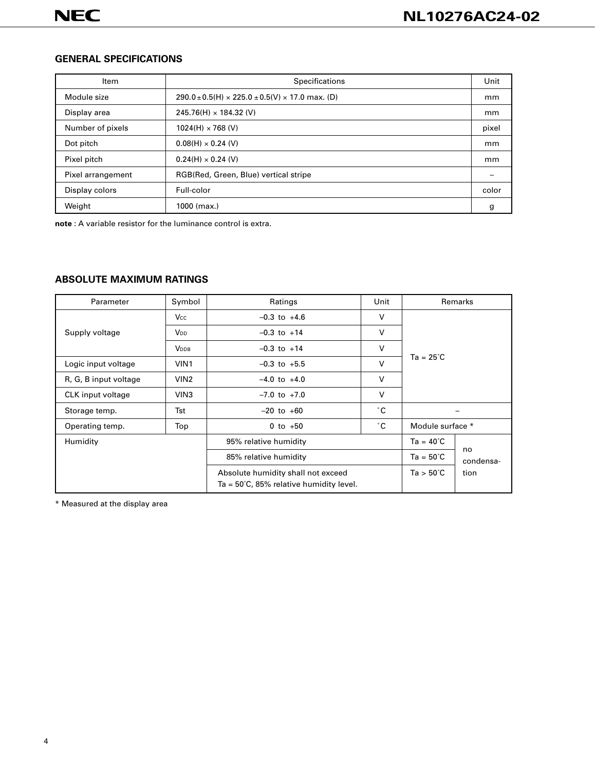## GENERAL SPECIFICATIONS

| Item | Specifications | Unit |
|---|---|---|
| Module size | 290.0 ± 0.5(H) × 225.0 ± 0.5(V) × 17.0 max. (D) | mm |
| Display area | 245.76(H) × 184.32 (V) | mm |
| Number of pixels | 1024(H) × 768 (V) | pixel |
| Dot pitch | 0.08(H) × 0.24 (V) | mm |
| Pixel pitch | 0.24(H) × 0.24 (V) | mm |
| Pixel arrangement | RGB(Red, Green, Blue) vertical stripe | – |
| Display colors | Full-color | color |
| Weight | 1000 (max.) | g |

**note** : A variable resistor for the luminance control is extra.

## ABSOLUTE MAXIMUM RATINGS

| Parameter | Symbol | Ratings | Unit | Remarks | |
|---|---|---|---|---|---|
| Supply voltage | $V_{CC}$ | –0.3 to +4.6 | V | Ta = 25˚C | |
| | $V_{DD}$ | –0.3 to +14 | V | | |
| | $V_{DDB}$ | –0.3 to +14 | V | | |
| Logic input voltage | VIN1 | –0.3 to +5.5 | V | | |
| R, G, B input voltage | VIN2 | –4.0 to +4.0 | V | | |
| CLK input voltage | VIN3 | –7.0 to +7.0 | V | | |
| Storage temp. | Tst | –20 to +60 | ˚C | – | |
| Operating temp. | Top | 0 to +50 | ˚C | Module surface * | |
| Humidity | | 95% relative humidity | | Ta = 40˚C | no condensation |
| | | 85% relative humidity | | Ta = 50˚C | |
| | | Absolute humidity shall not exceed Ta = 50˚C, 85% relative humidity level. | | Ta > 50˚C | |

* Measured at the display area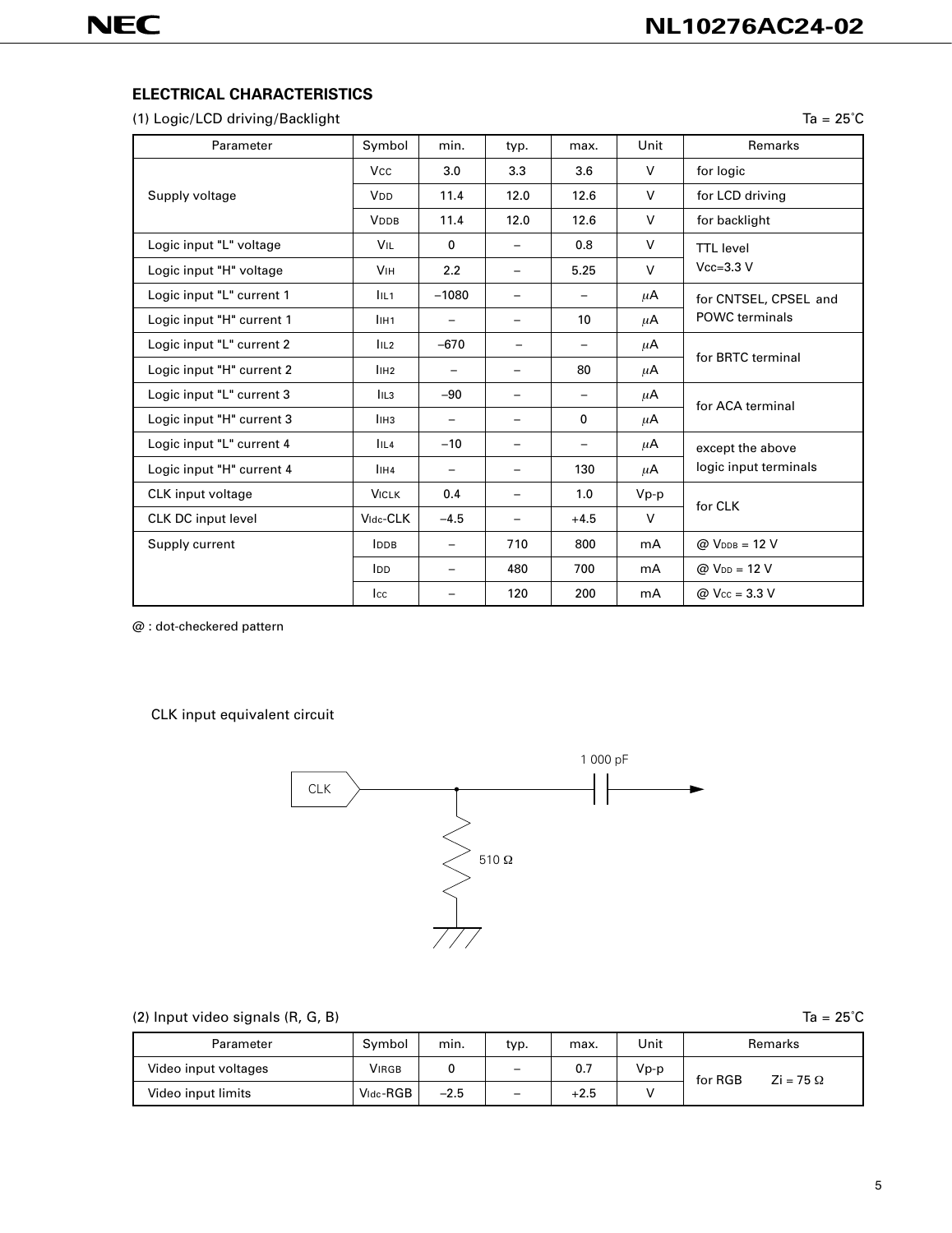## ELECTRICAL CHARACTERISTICS

(1) Logic/LCD driving/Backlight

Ta = 25°C

| Parameter | Symbol | min. | typ. | max. | Unit | Remarks |
|---|---|---|---|---|---|---|
| Supply voltage | $V_{CC}$ | 3.0 | 3.3 | 3.6 | V | for logic |
| | $V_{DD}$ | 11.4 | 12.0 | 12.6 | V | for LCD driving |
| | $V_{DDB}$ | 11.4 | 12.0 | 12.6 | V | for backlight |
| Logic input "L" voltage | $V_{IL}$ | 0 | – | 0.8 | V | TTL level Vcc=3.3 V |
| Logic input "H" voltage | $V_{IH}$ | 2.2 | – | 5.25 | V | |
| Logic input "L" current 1 | $I_{IL1}$ | –1080 | – | – | μA | for CNTSEL, CPSEL and POWC terminals |
| Logic input "H" current 1 | $I_{IH1}$ | – | – | 10 | μA | |
| Logic input "L" current 2 | $I_{IL2}$ | –670 | – | – | μA | for BRTC terminal |
| Logic input "H" current 2 | $I_{IH2}$ | – | – | 80 | μA | |
| Logic input "L" current 3 | $I_{IL3}$ | –90 | – | – | μA | for ACA terminal |
| Logic input "H" current 3 | $I_{IH3}$ | – | – | 0 | μA | |
| Logic input "L" current 4 | $I_{IL4}$ | –10 | – | – | μA | except the above logic input terminals |
| Logic input "H" current 4 | $I_{IH4}$ | – | – | 130 | μA | |
| CLK input voltage | $V_{ICLK}$ | 0.4 | – | 1.0 | Vp-p | for CLK |
| CLK DC input level | $V_{Idc}$-CLK | –4.5 | – | +4.5 | V | |
| Supply current | $I_{DDB}$ | – | 710 | 800 | mA | @ $V_{DDB}$ = 12 V |
| | $I_{DD}$ | – | 480 | 700 | mA | @ $V_{DD}$ = 12 V |
| | $I_{CC}$ | – | 120 | 200 | mA | @ $V_{CC}$ = 3.3 V |

@ : dot-checkered pattern

CLK input equivalent circuit

CLK — 1 000 pF — 510 Ω

(2) Input video signals (R, G, B)

Ta = 25°C

| Parameter | Symbol | min. | typ. | max. | Unit | Remarks |
|---|---|---|---|---|---|---|
| Video input voltages | $V_{IRGB}$ | 0 | – | 0.7 | Vp-p | for RGB Zi = 75 Ω |
| Video input limits | $V_{Idc}$-RGB | –2.5 | – | +2.5 | V | |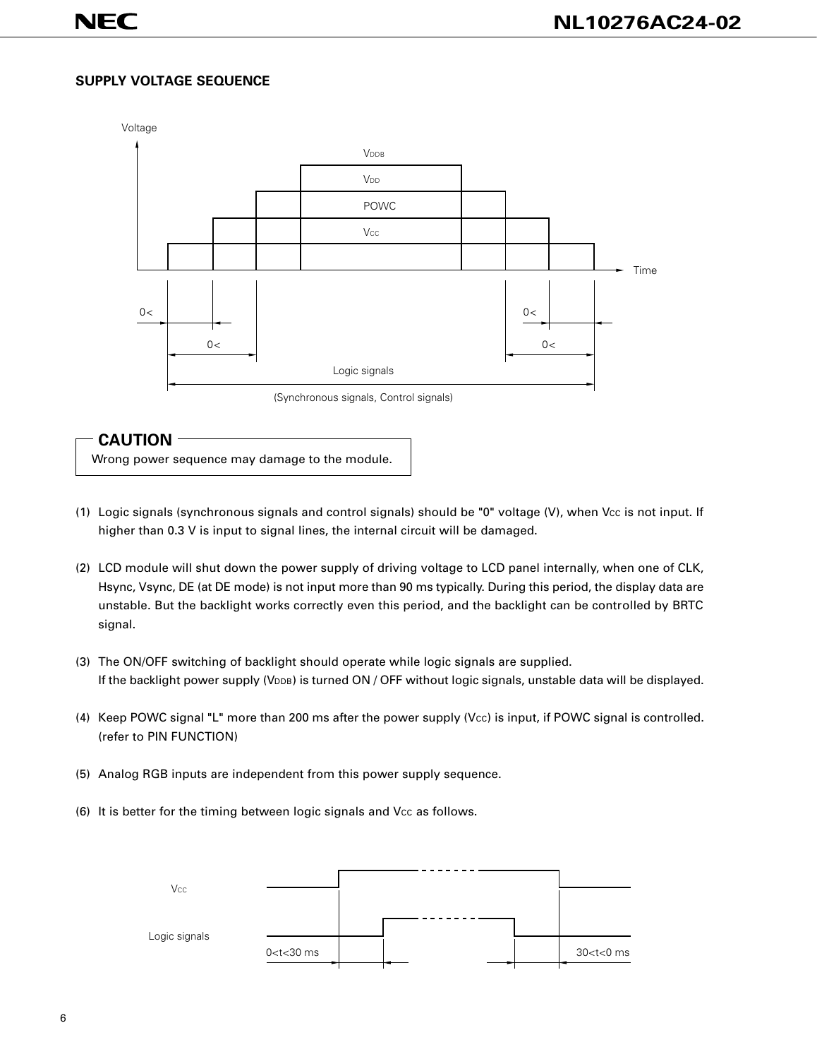### SUPPLY VOLTAGE SEQUENCE

Voltage

$V_{DDB}$

$V_{DD}$

POWC

$V_{CC}$

Time

0<　　0<　　0<　　0<

Logic signals

(Synchronous signals, Control signals)

**CAUTION**

Wrong power sequence may damage to the module.

(1) Logic signals (synchronous signals and control signals) should be "0" voltage (V), when $V_{CC}$ is not input. If higher than 0.3 V is input to signal lines, the internal circuit will be damaged.

(2) LCD module will shut down the power supply of driving voltage to LCD panel internally, when one of CLK, Hsync, Vsync, DE (at DE mode) is not input more than 90 ms typically. During this period, the display data are unstable. But the backlight works correctly even this period, and the backlight can be controlled by BRTC signal.

(3) The ON/OFF switching of backlight should operate while logic signals are supplied.
If the backlight power supply ($V_{DDB}$) is turned ON / OFF without logic signals, unstable data will be displayed.

(4) Keep POWC signal "L" more than 200 ms after the power supply ($V_{CC}$) is input, if POWC signal is controlled. (refer to PIN FUNCTION)

(5) Analog RGB inputs are independent from this power supply sequence.

(6) It is better for the timing between logic signals and $V_{CC}$ as follows.

$V_{CC}$

Logic signals

0<t<30 ms　　30<t<0 ms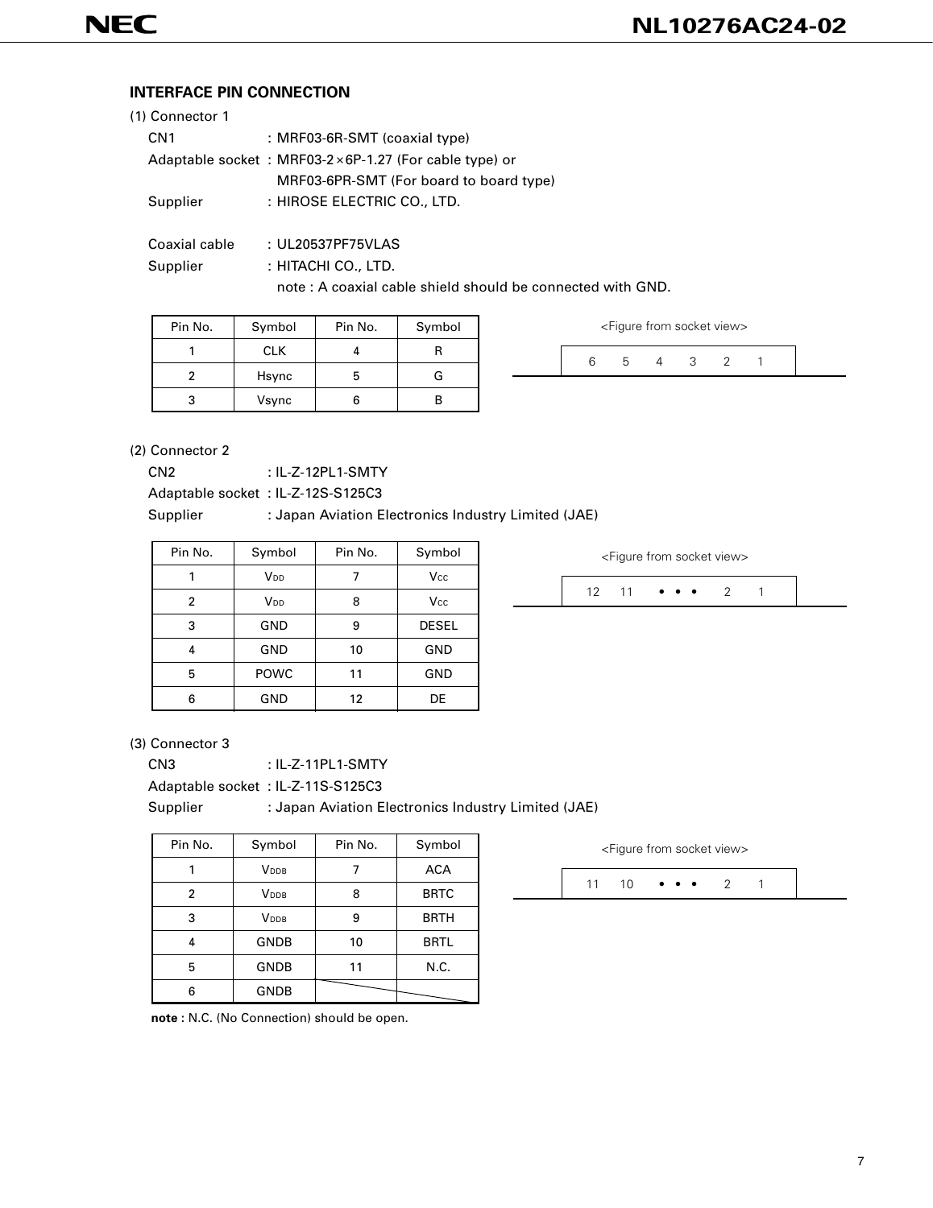## INTERFACE PIN CONNECTION

(1) Connector 1

CN1 : MRF03-6R-SMT (coaxial type)
Adaptable socket : MRF03-2×6P-1.27 (For cable type) or
MRF03-6PR-SMT (For board to board type)
Supplier : HIROSE ELECTRIC CO., LTD.

Coaxial cable : UL20537PF75VLAS
Supplier : HITACHI CO., LTD.
note : A coaxial cable shield should be connected with GND.

| Pin No. | Symbol | Pin No. | Symbol |
|---|---|---|---|
| 1 | CLK | 4 | R |
| 2 | Hsync | 5 | G |
| 3 | Vsync | 6 | B |

<Figure from socket view>

6 5 4 3 2 1

(2) Connector 2

CN2 : IL-Z-12PL1-SMTY
Adaptable socket : IL-Z-12S-S125C3
Supplier : Japan Aviation Electronics Industry Limited (JAE)

| Pin No. | Symbol | Pin No. | Symbol |
|---|---|---|---|
| 1 | $V_{DD}$ | 7 | $V_{CC}$ |
| 2 | $V_{DD}$ | 8 | $V_{CC}$ |
| 3 | GND | 9 | DESEL |
| 4 | GND | 10 | GND |
| 5 | POWC | 11 | GND |
| 6 | GND | 12 | DE |

<Figure from socket view>

12 11 • • • 2 1

(3) Connector 3

CN3 : IL-Z-11PL1-SMTY
Adaptable socket : IL-Z-11S-S125C3
Supplier : Japan Aviation Electronics Industry Limited (JAE)

| Pin No. | Symbol | Pin No. | Symbol |
|---|---|---|---|
| 1 | $V_{DDB}$ | 7 | ACA |
| 2 | $V_{DDB}$ | 8 | BRTC |
| 3 | $V_{DDB}$ | 9 | BRTH |
| 4 | GNDB | 10 | BRTL |
| 5 | GNDB | 11 | N.C. |
| 6 | GNDB | | |

**note :** N.C. (No Connection) should be open.

<Figure from socket view>

11 10 • • • 2 1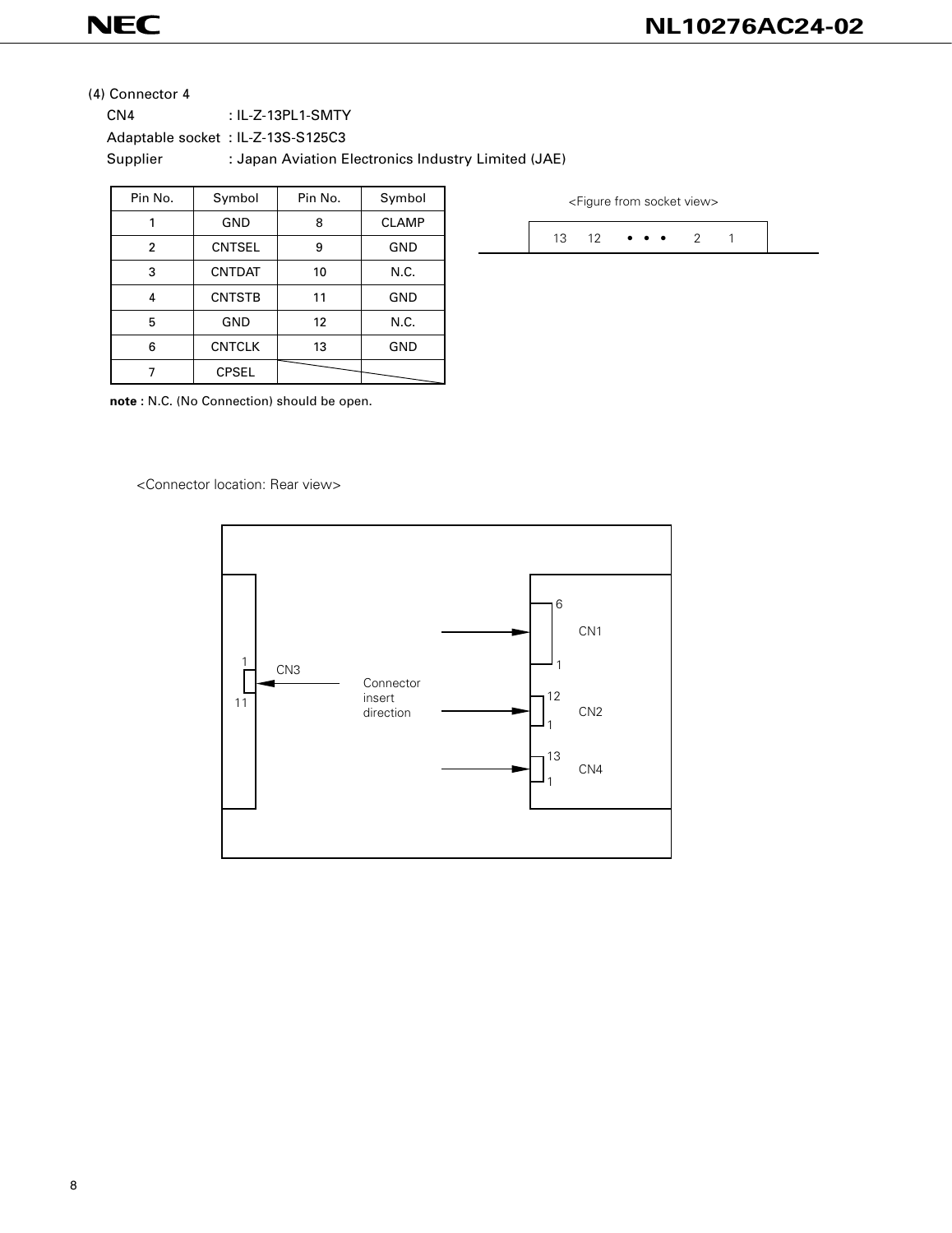(4) Connector 4

CN4 : IL-Z-13PL1-SMTY

Adaptable socket : IL-Z-13S-S125C3

Supplier : Japan Aviation Electronics Industry Limited (JAE)

| Pin No. | Symbol | Pin No. | Symbol |
|---|---|---|---|
| 1 | GND | 8 | CLAMP |
| 2 | CNTSEL | 9 | GND |
| 3 | CNTDAT | 10 | N.C. |
| 4 | CNTSTB | 11 | GND |
| 5 | GND | 12 | N.C. |
| 6 | CNTCLK | 13 | GND |
| 7 | CPSEL | | |

**note :** N.C. (No Connection) should be open.

<Figure from socket view>

13 12 • • • 2 1

<Connector location: Rear view>

CN1 (pins 1–6), CN2 (pins 1–12), CN3 (pins 1–11), CN4 (pins 1–13)

Connector insert direction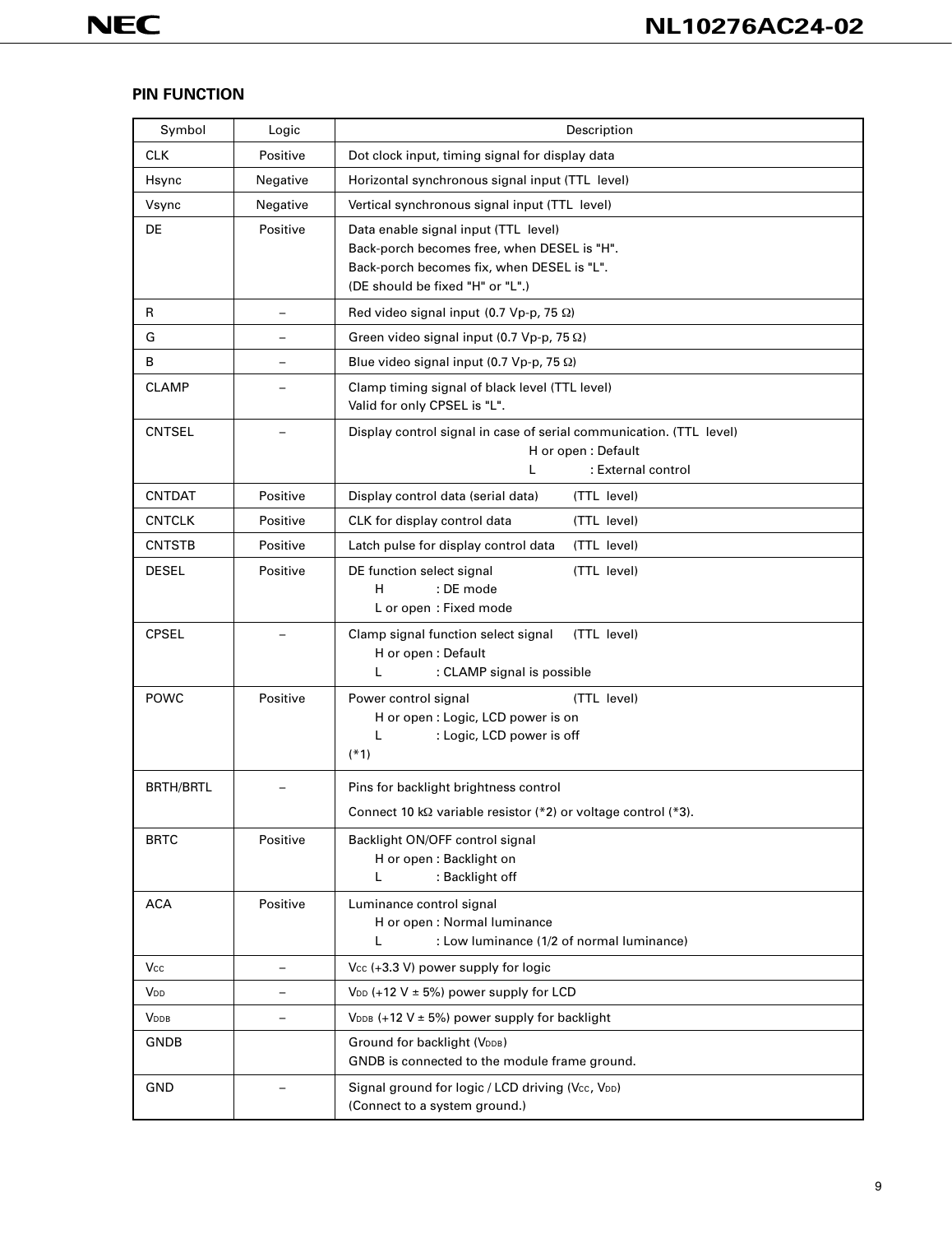## PIN FUNCTION

| Symbol | Logic | Description |
|---|---|---|
| CLK | Positive | Dot clock input, timing signal for display data |
| Hsync | Negative | Horizontal synchronous signal input (TTL level) |
| Vsync | Negative | Vertical synchronous signal input (TTL level) |
| DE | Positive | Data enable signal input (TTL level)<br>Back-porch becomes free, when DESEL is "H".<br>Back-porch becomes fix, when DESEL is "L".<br>(DE should be fixed "H" or "L".) |
| R | – | Red video signal input (0.7 Vp-p, 75 Ω) |
| G | – | Green video signal input (0.7 Vp-p, 75 Ω) |
| B | – | Blue video signal input (0.7 Vp-p, 75 Ω) |
| CLAMP | – | Clamp timing signal of black level (TTL level)<br>Valid for only CPSEL is "L". |
| CNTSEL | – | Display control signal in case of serial communication. (TTL level)<br>H or open : Default<br>L : External control |
| CNTDAT | Positive | Display control data (serial data) (TTL level) |
| CNTCLK | Positive | CLK for display control data (TTL level) |
| CNTSTB | Positive | Latch pulse for display control data (TTL level) |
| DESEL | Positive | DE function select signal (TTL level)<br>H : DE mode<br>L or open : Fixed mode |
| CPSEL | – | Clamp signal function select signal (TTL level)<br>H or open : Default<br>L : CLAMP signal is possible |
| POWC | Positive | Power control signal (TTL level)<br>H or open : Logic, LCD power is on<br>L : Logic, LCD power is off<br>(*1) |
| BRTH/BRTL | – | Pins for backlight brightness control<br>Connect 10 kΩ variable resistor (*2) or voltage control (*3). |
| BRTC | Positive | Backlight ON/OFF control signal<br>H or open : Backlight on<br>L : Backlight off |
| ACA | Positive | Luminance control signal<br>H or open : Normal luminance<br>L : Low luminance (1/2 of normal luminance) |
| $V_{CC}$ | – | $V_{CC}$ (+3.3 V) power supply for logic |
| $V_{DD}$ | – | $V_{DD}$ (+12 V ± 5%) power supply for LCD |
| $V_{DDB}$ | – | $V_{DDB}$ (+12 V ± 5%) power supply for backlight |
| GNDB | | Ground for backlight ($V_{DDB}$)<br>GNDB is connected to the module frame ground. |
| GND | – | Signal ground for logic / LCD driving ($V_{CC}$, $V_{DD}$)<br>(Connect to a system ground.) |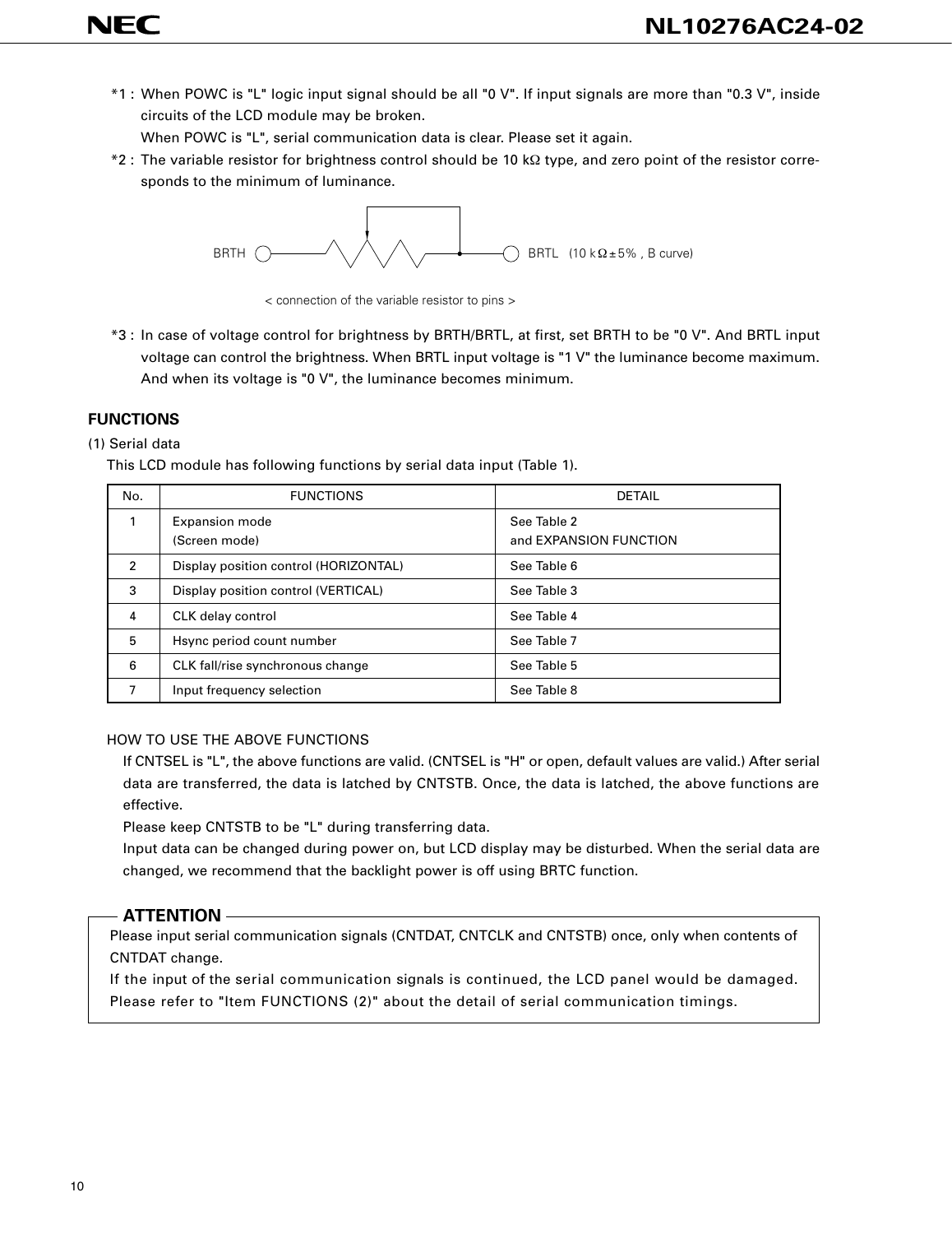*1 : When POWC is "L" logic input signal should be all "0 V". If input signals are more than "0.3 V", inside circuits of the LCD module may be broken.
When POWC is "L", serial communication data is clear. Please set it again.

*2 : The variable resistor for brightness control should be 10 kΩ type, and zero point of the resistor corresponds to the minimum of luminance.

BRTH ○—/\/\/\—●—○ BRTL (10 kΩ±5% , B curve)

< connection of the variable resistor to pins >

*3 : In case of voltage control for brightness by BRTH/BRTL, at first, set BRTH to be "0 V". And BRTL input voltage can control the brightness. When BRTL input voltage is "1 V" the luminance become maximum. And when its voltage is "0 V", the luminance becomes minimum.

## FUNCTIONS

(1) Serial data

This LCD module has following functions by serial data input (Table 1).

| No. | FUNCTIONS | DETAIL |
|---|---|---|
| 1 | Expansion mode (Screen mode) | See Table 2 and EXPANSION FUNCTION |
| 2 | Display position control (HORIZONTAL) | See Table 6 |
| 3 | Display position control (VERTICAL) | See Table 3 |
| 4 | CLK delay control | See Table 4 |
| 5 | Hsync period count number | See Table 7 |
| 6 | CLK fall/rise synchronous change | See Table 5 |
| 7 | Input frequency selection | See Table 8 |

HOW TO USE THE ABOVE FUNCTIONS

If CNTSEL is "L", the above functions are valid. (CNTSEL is "H" or open, default values are valid.) After serial data are transferred, the data is latched by CNTSTB. Once, the data is latched, the above functions are effective.

Please keep CNTSTB to be "L" during transferring data.

Input data can be changed during power on, but LCD display may be disturbed. When the serial data are changed, we recommend that the backlight power is off using BRTC function.

**ATTENTION**

Please input serial communication signals (CNTDAT, CNTCLK and CNTSTB) once, only when contents of CNTDAT change.
If the input of the serial communication signals is continued, the LCD panel would be damaged.
Please refer to "Item FUNCTIONS (2)" about the detail of serial communication timings.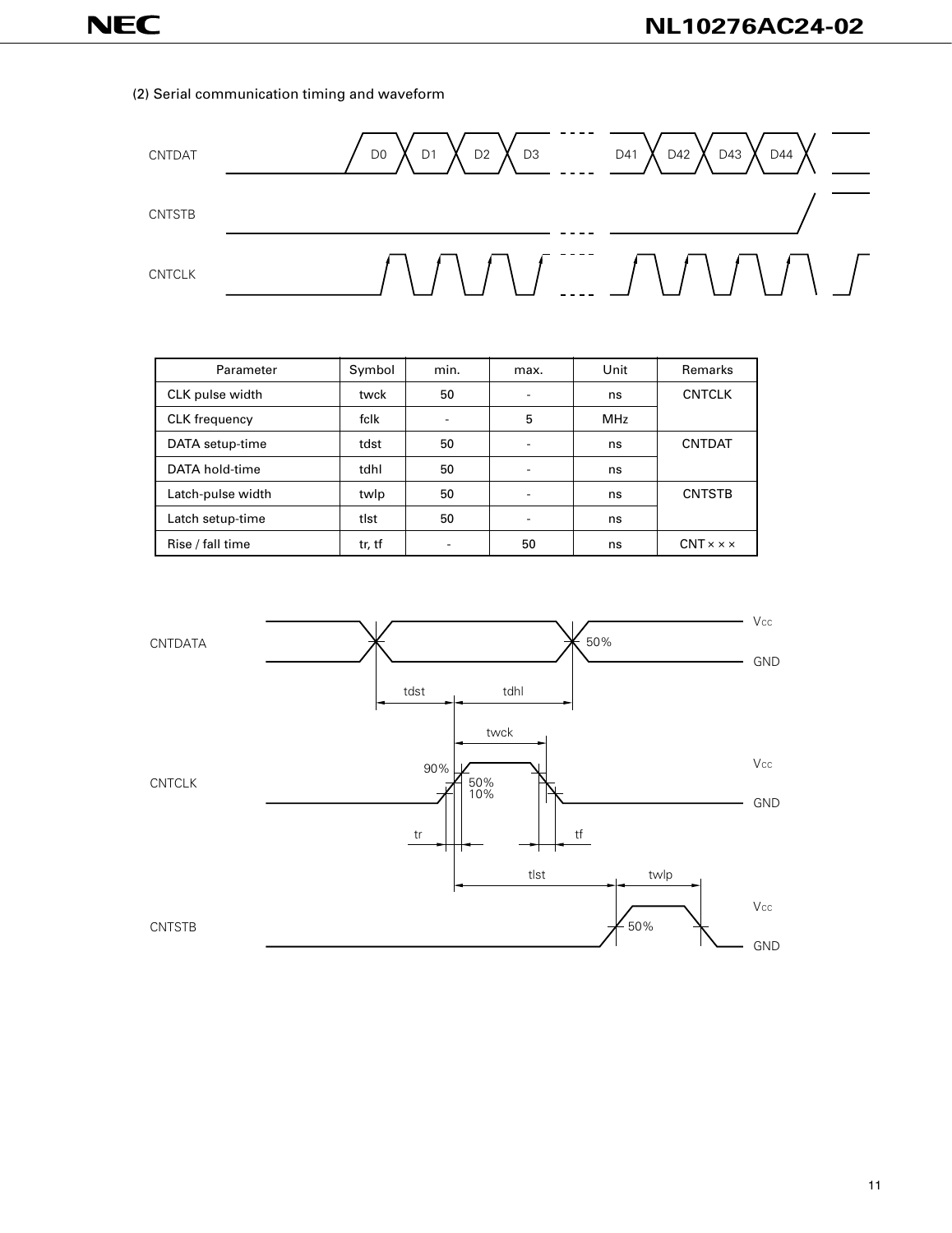(2) Serial communication timing and waveform

| Parameter | Symbol | min. | max. | Unit | Remarks |
|---|---|---|---|---|---|
| CLK pulse width | twck | 50 | - | ns | CNTCLK |
| CLK frequency | fclk | - | 5 | MHz | |
| DATA setup-time | tdst | 50 | - | ns | CNTDAT |
| DATA hold-time | tdhl | 50 | - | ns | |
| Latch-pulse width | twlp | 50 | - | ns | CNTSTB |
| Latch setup-time | tlst | 50 | - | ns | |
| Rise / fall time | tr, tf | - | 50 | ns | CNT × × × |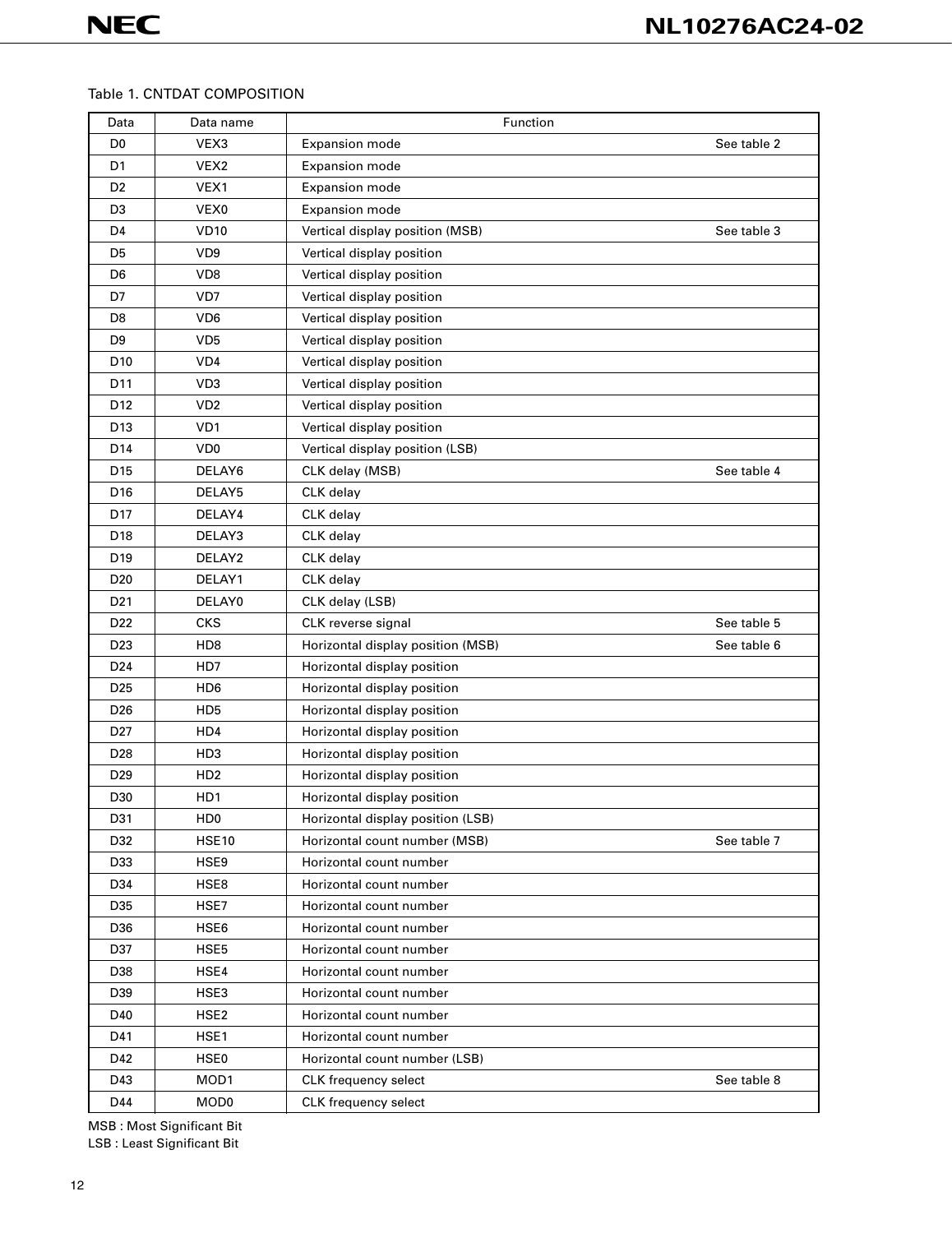Table 1. CNTDAT COMPOSITION

| Data | Data name | Function | |
|---|---|---|---|
| D0 | VEX3 | Expansion mode | See table 2 |
| D1 | VEX2 | Expansion mode | |
| D2 | VEX1 | Expansion mode | |
| D3 | VEX0 | Expansion mode | |
| D4 | VD10 | Vertical display position (MSB) | See table 3 |
| D5 | VD9 | Vertical display position | |
| D6 | VD8 | Vertical display position | |
| D7 | VD7 | Vertical display position | |
| D8 | VD6 | Vertical display position | |
| D9 | VD5 | Vertical display position | |
| D10 | VD4 | Vertical display position | |
| D11 | VD3 | Vertical display position | |
| D12 | VD2 | Vertical display position | |
| D13 | VD1 | Vertical display position | |
| D14 | VD0 | Vertical display position (LSB) | |
| D15 | DELAY6 | CLK delay (MSB) | See table 4 |
| D16 | DELAY5 | CLK delay | |
| D17 | DELAY4 | CLK delay | |
| D18 | DELAY3 | CLK delay | |
| D19 | DELAY2 | CLK delay | |
| D20 | DELAY1 | CLK delay | |
| D21 | DELAY0 | CLK delay (LSB) | |
| D22 | CKS | CLK reverse signal | See table 5 |
| D23 | HD8 | Horizontal display position (MSB) | See table 6 |
| D24 | HD7 | Horizontal display position | |
| D25 | HD6 | Horizontal display position | |
| D26 | HD5 | Horizontal display position | |
| D27 | HD4 | Horizontal display position | |
| D28 | HD3 | Horizontal display position | |
| D29 | HD2 | Horizontal display position | |
| D30 | HD1 | Horizontal display position | |
| D31 | HD0 | Horizontal display position (LSB) | |
| D32 | HSE10 | Horizontal count number (MSB) | See table 7 |
| D33 | HSE9 | Horizontal count number | |
| D34 | HSE8 | Horizontal count number | |
| D35 | HSE7 | Horizontal count number | |
| D36 | HSE6 | Horizontal count number | |
| D37 | HSE5 | Horizontal count number | |
| D38 | HSE4 | Horizontal count number | |
| D39 | HSE3 | Horizontal count number | |
| D40 | HSE2 | Horizontal count number | |
| D41 | HSE1 | Horizontal count number | |
| D42 | HSE0 | Horizontal count number (LSB) | |
| D43 | MOD1 | CLK frequency select | See table 8 |
| D44 | MOD0 | CLK frequency select | |

MSB : Most Significant Bit
LSB : Least Significant Bit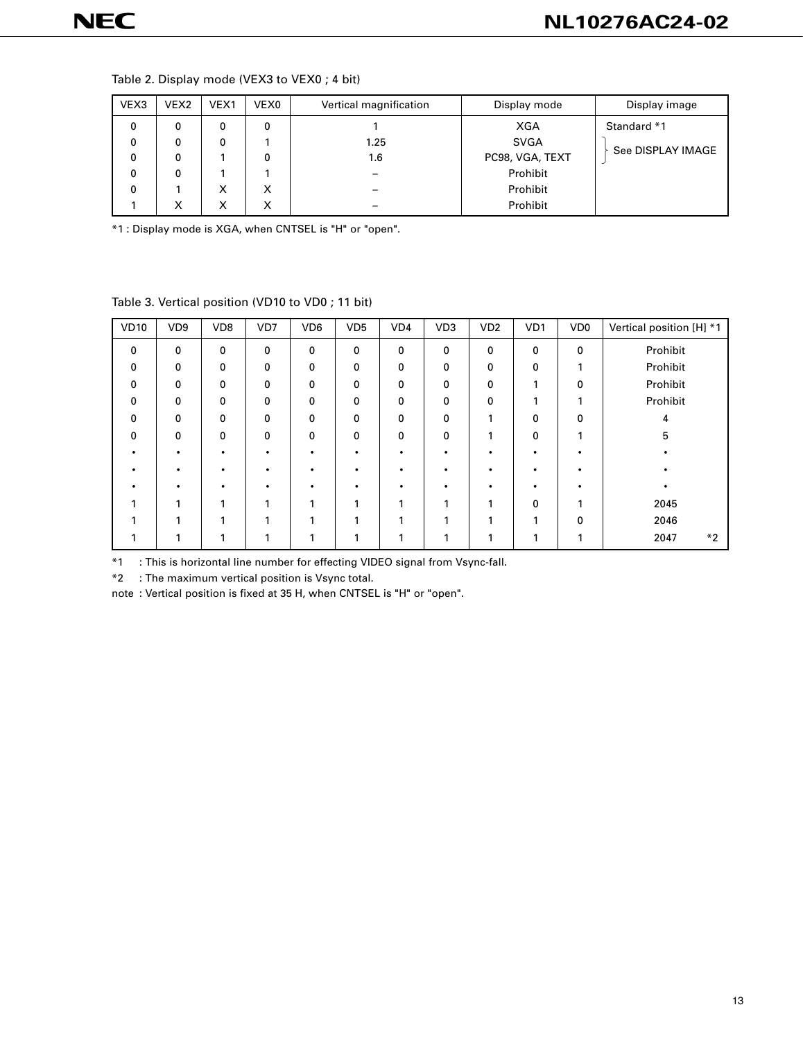Table 2. Display mode (VEX3 to VEX0 ; 4 bit)

| VEX3 | VEX2 | VEX1 | VEX0 | Vertical magnification | Display mode | Display image |
|---|---|---|---|---|---|---|
| 0 | 0 | 0 | 0 | 1 | XGA | Standard *1 |
| 0 | 0 | 0 | 1 | 1.25 | SVGA | See DISPLAY IMAGE |
| 0 | 0 | 1 | 0 | 1.6 | PC98, VGA, TEXT | |
| 0 | 0 | 1 | 1 | – | Prohibit | |
| 0 | 1 | X | X | – | Prohibit | |
| 1 | X | X | X | – | Prohibit | |

*1 : Display mode is XGA, when CNTSEL is "H" or "open".

Table 3. Vertical position (VD10 to VD0 ; 11 bit)

| VD10 | VD9 | VD8 | VD7 | VD6 | VD5 | VD4 | VD3 | VD2 | VD1 | VD0 | Vertical position [H] *1 |
|---|---|---|---|---|---|---|---|---|---|---|---|
| 0 | 0 | 0 | 0 | 0 | 0 | 0 | 0 | 0 | 0 | 0 | Prohibit |
| 0 | 0 | 0 | 0 | 0 | 0 | 0 | 0 | 0 | 0 | 1 | Prohibit |
| 0 | 0 | 0 | 0 | 0 | 0 | 0 | 0 | 0 | 1 | 0 | Prohibit |
| 0 | 0 | 0 | 0 | 0 | 0 | 0 | 0 | 0 | 1 | 1 | Prohibit |
| 0 | 0 | 0 | 0 | 0 | 0 | 0 | 0 | 1 | 0 | 0 | 4 |
| 0 | 0 | 0 | 0 | 0 | 0 | 0 | 0 | 1 | 0 | 1 | 5 |
| • | • | • | • | • | • | • | • | • | • | • | • |
| • | • | • | • | • | • | • | • | • | • | • | • |
| • | • | • | • | • | • | • | • | • | • | • | • |
| 1 | 1 | 1 | 1 | 1 | 1 | 1 | 1 | 1 | 0 | 1 | 2045 |
| 1 | 1 | 1 | 1 | 1 | 1 | 1 | 1 | 1 | 1 | 0 | 2046 |
| 1 | 1 | 1 | 1 | 1 | 1 | 1 | 1 | 1 | 1 | 1 | 2047 *2 |

*1 : This is horizontal line number for effecting VIDEO signal from Vsync-fall.

*2 : The maximum vertical position is Vsync total.

note : Vertical position is fixed at 35 H, when CNTSEL is "H" or "open".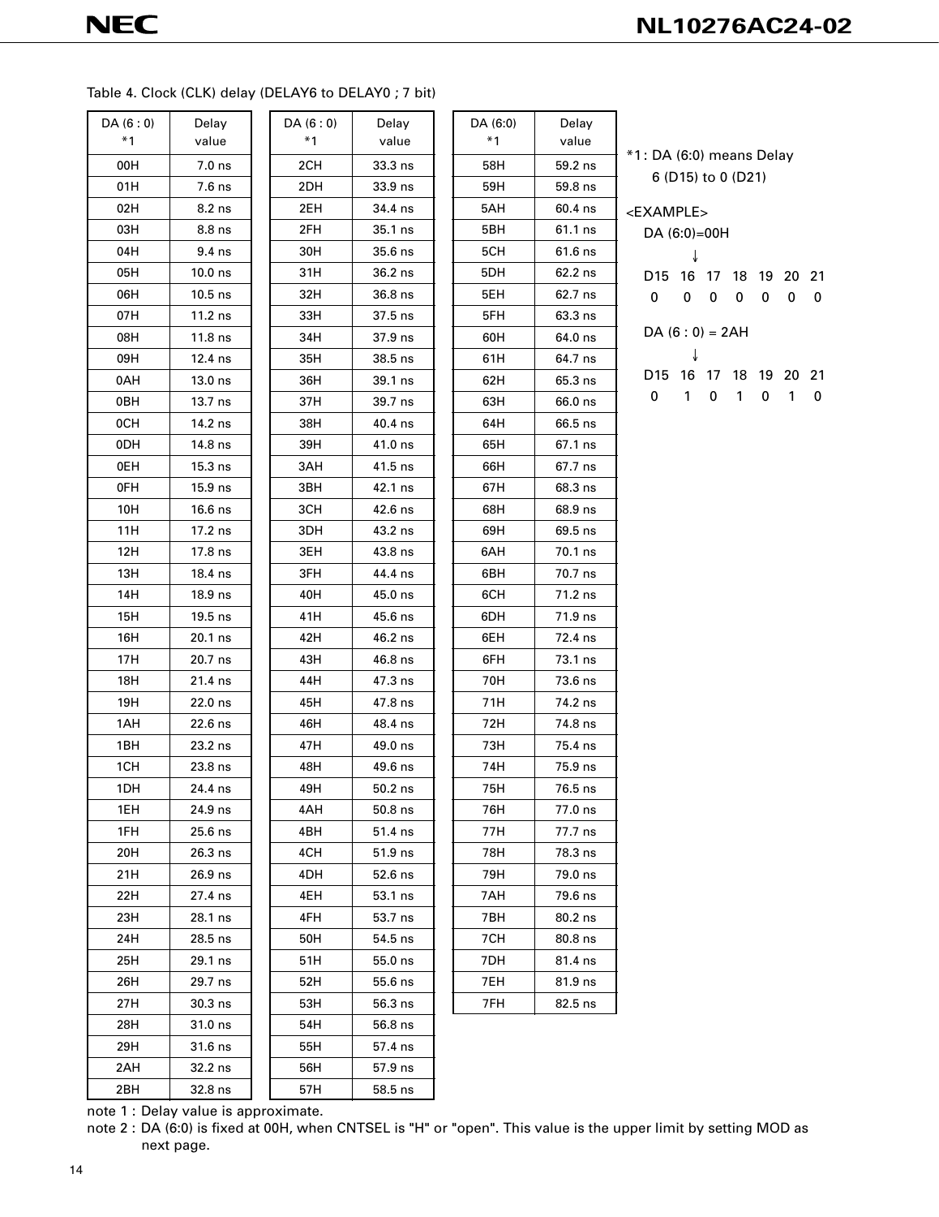Table 4. Clock (CLK) delay (DELAY6 to DELAY0 ; 7 bit)

| DA (6 : 0) *1 | Delay value | DA (6 : 0) *1 | Delay value | DA (6:0) *1 | Delay value |
|---|---|---|---|---|---|
| 00H | 7.0 ns | 2CH | 33.3 ns | 58H | 59.2 ns |
| 01H | 7.6 ns | 2DH | 33.9 ns | 59H | 59.8 ns |
| 02H | 8.2 ns | 2EH | 34.4 ns | 5AH | 60.4 ns |
| 03H | 8.8 ns | 2FH | 35.1 ns | 5BH | 61.1 ns |
| 04H | 9.4 ns | 30H | 35.6 ns | 5CH | 61.6 ns |
| 05H | 10.0 ns | 31H | 36.2 ns | 5DH | 62.2 ns |
| 06H | 10.5 ns | 32H | 36.8 ns | 5EH | 62.7 ns |
| 07H | 11.2 ns | 33H | 37.5 ns | 5FH | 63.3 ns |
| 08H | 11.8 ns | 34H | 37.9 ns | 60H | 64.0 ns |
| 09H | 12.4 ns | 35H | 38.5 ns | 61H | 64.7 ns |
| 0AH | 13.0 ns | 36H | 39.1 ns | 62H | 65.3 ns |
| 0BH | 13.7 ns | 37H | 39.7 ns | 63H | 66.0 ns |
| 0CH | 14.2 ns | 38H | 40.4 ns | 64H | 66.5 ns |
| 0DH | 14.8 ns | 39H | 41.0 ns | 65H | 67.1 ns |
| 0EH | 15.3 ns | 3AH | 41.5 ns | 66H | 67.7 ns |
| 0FH | 15.9 ns | 3BH | 42.1 ns | 67H | 68.3 ns |
| 10H | 16.6 ns | 3CH | 42.6 ns | 68H | 68.9 ns |
| 11H | 17.2 ns | 3DH | 43.2 ns | 69H | 69.5 ns |
| 12H | 17.8 ns | 3EH | 43.8 ns | 6AH | 70.1 ns |
| 13H | 18.4 ns | 3FH | 44.4 ns | 6BH | 70.7 ns |
| 14H | 18.9 ns | 40H | 45.0 ns | 6CH | 71.2 ns |
| 15H | 19.5 ns | 41H | 45.6 ns | 6DH | 71.9 ns |
| 16H | 20.1 ns | 42H | 46.2 ns | 6EH | 72.4 ns |
| 17H | 20.7 ns | 43H | 46.8 ns | 6FH | 73.1 ns |
| 18H | 21.4 ns | 44H | 47.3 ns | 70H | 73.6 ns |
| 19H | 22.0 ns | 45H | 47.8 ns | 71H | 74.2 ns |
| 1AH | 22.6 ns | 46H | 48.4 ns | 72H | 74.8 ns |
| 1BH | 23.2 ns | 47H | 49.0 ns | 73H | 75.4 ns |
| 1CH | 23.8 ns | 48H | 49.6 ns | 74H | 75.9 ns |
| 1DH | 24.4 ns | 49H | 50.2 ns | 75H | 76.5 ns |
| 1EH | 24.9 ns | 4AH | 50.8 ns | 76H | 77.0 ns |
| 1FH | 25.6 ns | 4BH | 51.4 ns | 77H | 77.7 ns |
| 20H | 26.3 ns | 4CH | 51.9 ns | 78H | 78.3 ns |
| 21H | 26.9 ns | 4DH | 52.6 ns | 79H | 79.0 ns |
| 22H | 27.4 ns | 4EH | 53.1 ns | 7AH | 79.6 ns |
| 23H | 28.1 ns | 4FH | 53.7 ns | 7BH | 80.2 ns |
| 24H | 28.5 ns | 50H | 54.5 ns | 7CH | 80.8 ns |
| 25H | 29.1 ns | 51H | 55.0 ns | 7DH | 81.4 ns |
| 26H | 29.7 ns | 52H | 55.6 ns | 7EH | 81.9 ns |
| 27H | 30.3 ns | 53H | 56.3 ns | 7FH | 82.5 ns |
| 28H | 31.0 ns | 54H | 56.8 ns | | |
| 29H | 31.6 ns | 55H | 57.4 ns | | |
| 2AH | 32.2 ns | 56H | 57.9 ns | | |
| 2BH | 32.8 ns | 57H | 58.5 ns | | |

*1 : DA (6:0) means Delay 6 (D15) to 0 (D21)

<EXAMPLE>

DA (6:0)=00H

↓

| D15 | 16 | 17 | 18 | 19 | 20 | 21 |
|---|---|---|---|---|---|---|
| 0 | 0 | 0 | 0 | 0 | 0 | 0 |

DA (6 : 0) = 2AH

↓

| D15 | 16 | 17 | 18 | 19 | 20 | 21 |
|---|---|---|---|---|---|---|
| 0 | 1 | 0 | 1 | 0 | 1 | 0 |

note 1 : Delay value is approximate.

note 2 : DA (6:0) is fixed at 00H, when CNTSEL is "H" or "open". This value is the upper limit by setting MOD as next page.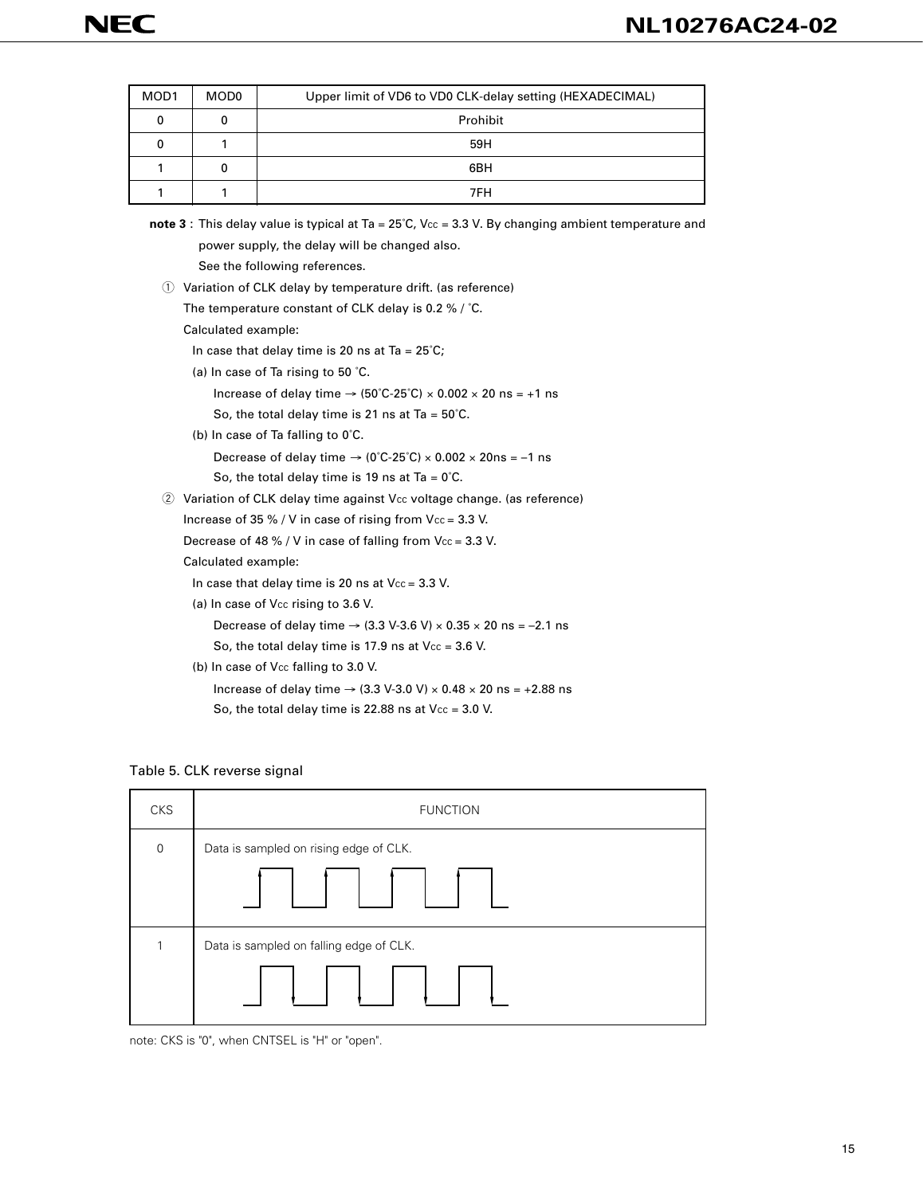| MOD1 | MOD0 | Upper limit of VD6 to VD0 CLK-delay setting (HEXADECIMAL) |
|---|---|---|
| 0 | 0 | Prohibit |
| 0 | 1 | 59H |
| 1 | 0 | 6BH |
| 1 | 1 | 7FH |

**note 3 :** This delay value is typical at Ta = 25°C, $V_{CC}$ = 3.3 V. By changing ambient temperature and power supply, the delay will be changed also.
See the following references.

① Variation of CLK delay by temperature drift. (as reference)
The temperature constant of CLK delay is 0.2 % / °C.
Calculated example:
In case that delay time is 20 ns at Ta = 25°C;
(a) In case of Ta rising to 50 °C.
Increase of delay time → (50°C-25°C) × 0.002 × 20 ns = +1 ns
So, the total delay time is 21 ns at Ta = 50°C.
(b) In case of Ta falling to 0°C.
Decrease of delay time → (0°C-25°C) × 0.002 × 20ns = –1 ns
So, the total delay time is 19 ns at Ta = 0°C.

② Variation of CLK delay time against $V_{CC}$ voltage change. (as reference)
Increase of 35 % / V in case of rising from $V_{CC}$ = 3.3 V.
Decrease of 48 % / V in case of falling from $V_{CC}$ = 3.3 V.
Calculated example:
In case that delay time is 20 ns at $V_{CC}$ = 3.3 V.
(a) In case of $V_{CC}$ rising to 3.6 V.
Decrease of delay time → (3.3 V-3.6 V) × 0.35 × 20 ns = –2.1 ns
So, the total delay time is 17.9 ns at $V_{CC}$ = 3.6 V.
(b) In case of $V_{CC}$ falling to 3.0 V.
Increase of delay time → (3.3 V-3.0 V) × 0.48 × 20 ns = +2.88 ns
So, the total delay time is 22.88 ns at $V_{CC}$ = 3.0 V.

Table 5. CLK reverse signal

| CKS | FUNCTION |
|---|---|
| 0 | Data is sampled on rising edge of CLK. |
| 1 | Data is sampled on falling edge of CLK. |

note: CKS is "0", when CNTSEL is "H" or "open".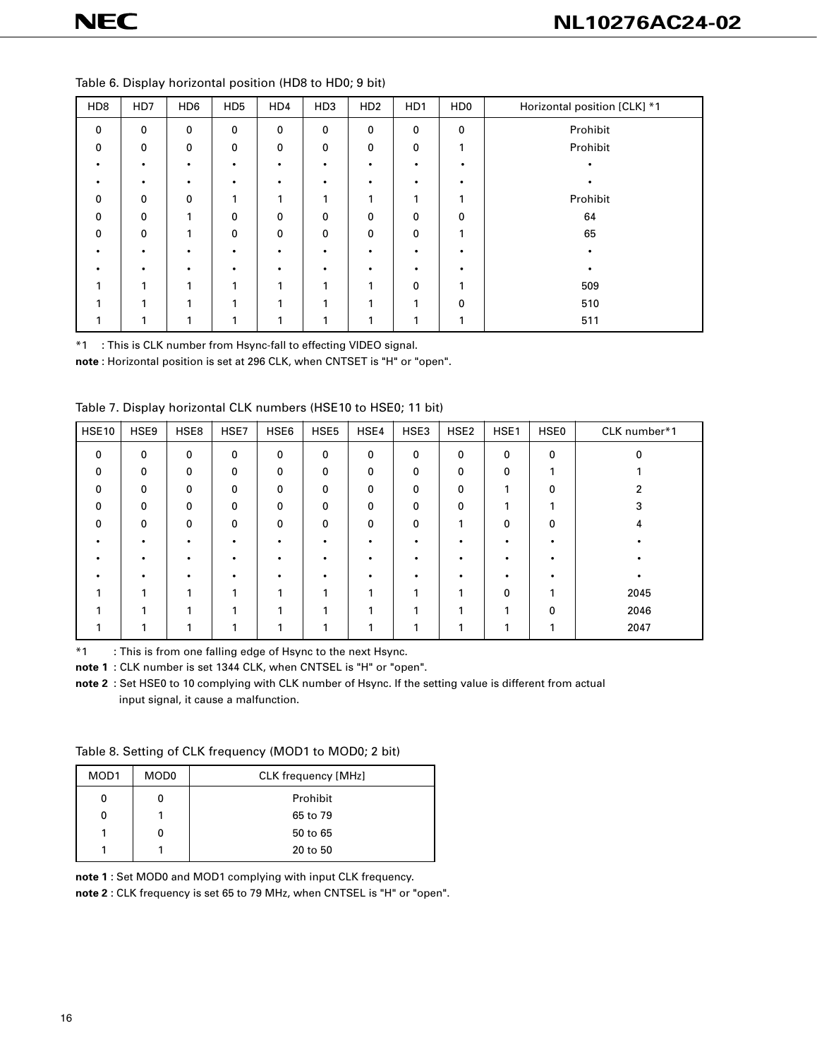Table 6. Display horizontal position (HD8 to HD0; 9 bit)

| HD8 | HD7 | HD6 | HD5 | HD4 | HD3 | HD2 | HD1 | HD0 | Horizontal position [CLK] *1 |
|---|---|---|---|---|---|---|---|---|---|
| 0 | 0 | 0 | 0 | 0 | 0 | 0 | 0 | 0 | Prohibit |
| 0 | 0 | 0 | 0 | 0 | 0 | 0 | 0 | 1 | Prohibit |
| • | • | • | • | • | • | • | • | • | • |
| • | • | • | • | • | • | • | • | • | • |
| 0 | 0 | 0 | 1 | 1 | 1 | 1 | 1 | 1 | Prohibit |
| 0 | 0 | 1 | 0 | 0 | 0 | 0 | 0 | 0 | 64 |
| 0 | 0 | 1 | 0 | 0 | 0 | 0 | 0 | 1 | 65 |
| • | • | • | • | • | • | • | • | • | • |
| • | • | • | • | • | • | • | • | • | • |
| 1 | 1 | 1 | 1 | 1 | 1 | 1 | 0 | 1 | 509 |
| 1 | 1 | 1 | 1 | 1 | 1 | 1 | 1 | 0 | 510 |
| 1 | 1 | 1 | 1 | 1 | 1 | 1 | 1 | 1 | 511 |

*1 : This is CLK number from Hsync-fall to effecting VIDEO signal.

**note** : Horizontal position is set at 296 CLK, when CNTSET is "H" or "open".

Table 7. Display horizontal CLK numbers (HSE10 to HSE0; 11 bit)

| HSE10 | HSE9 | HSE8 | HSE7 | HSE6 | HSE5 | HSE4 | HSE3 | HSE2 | HSE1 | HSE0 | CLK number*1 |
|---|---|---|---|---|---|---|---|---|---|---|---|
| 0 | 0 | 0 | 0 | 0 | 0 | 0 | 0 | 0 | 0 | 0 | 0 |
| 0 | 0 | 0 | 0 | 0 | 0 | 0 | 0 | 0 | 0 | 1 | 1 |
| 0 | 0 | 0 | 0 | 0 | 0 | 0 | 0 | 0 | 1 | 0 | 2 |
| 0 | 0 | 0 | 0 | 0 | 0 | 0 | 0 | 0 | 1 | 1 | 3 |
| 0 | 0 | 0 | 0 | 0 | 0 | 0 | 0 | 1 | 0 | 0 | 4 |
| • | • | • | • | • | • | • | • | • | • | • | • |
| • | • | • | • | • | • | • | • | • | • | • | • |
| • | • | • | • | • | • | • | • | • | • | • | • |
| 1 | 1 | 1 | 1 | 1 | 1 | 1 | 1 | 1 | 0 | 1 | 2045 |
| 1 | 1 | 1 | 1 | 1 | 1 | 1 | 1 | 1 | 1 | 0 | 2046 |
| 1 | 1 | 1 | 1 | 1 | 1 | 1 | 1 | 1 | 1 | 1 | 2047 |

*1 : This is from one falling edge of Hsync to the next Hsync.

**note 1** : CLK number is set 1344 CLK, when CNTSEL is "H" or "open".

**note 2** : Set HSE0 to 10 complying with CLK number of Hsync. If the setting value is different from actual input signal, it cause a malfunction.

Table 8. Setting of CLK frequency (MOD1 to MOD0; 2 bit)

| MOD1 | MOD0 | CLK frequency [MHz] |
|---|---|---|
| 0 | 0 | Prohibit |
| 0 | 1 | 65 to 79 |
| 1 | 0 | 50 to 65 |
| 1 | 1 | 20 to 50 |

**note 1** : Set MOD0 and MOD1 complying with input CLK frequency.

**note 2** : CLK frequency is set 65 to 79 MHz, when CNTSEL is "H" or "open".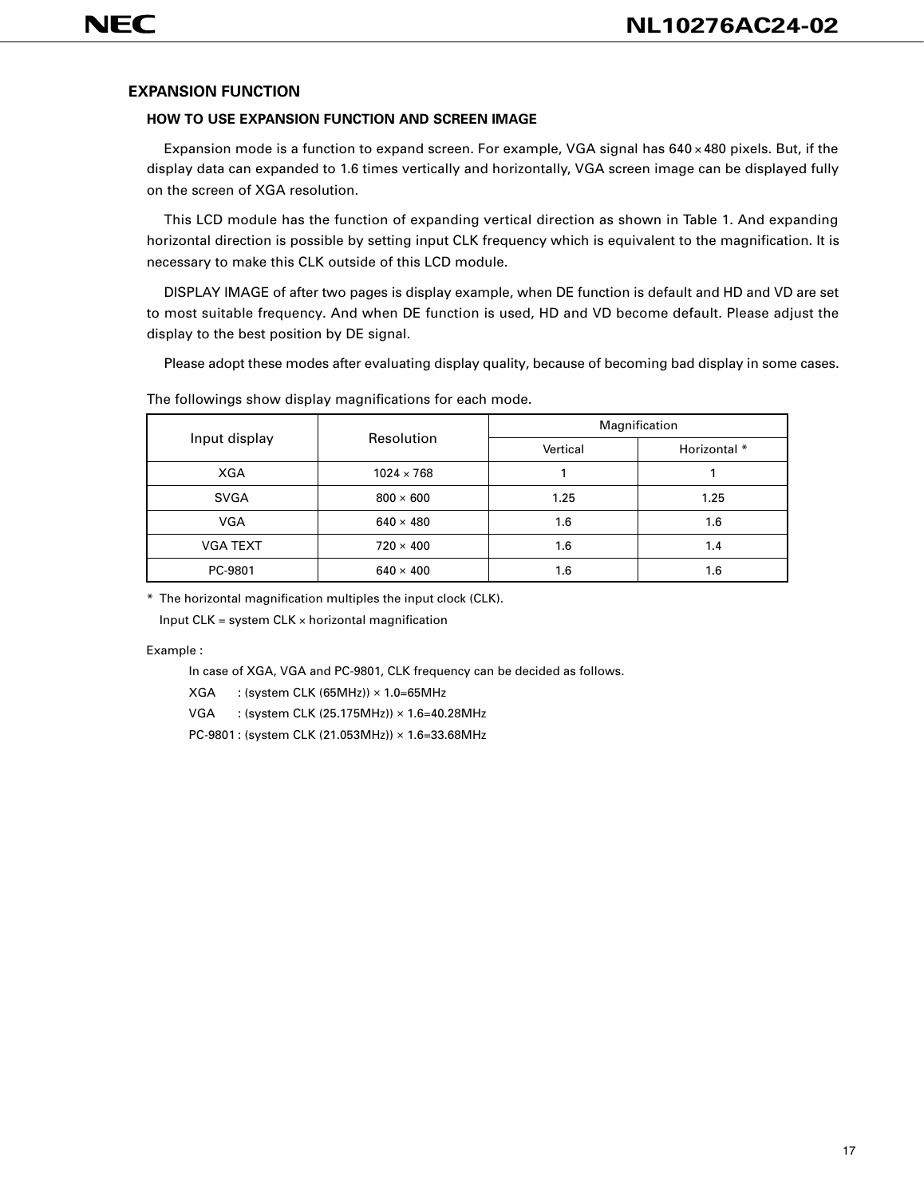## EXPANSION FUNCTION

### HOW TO USE EXPANSION FUNCTION AND SCREEN IMAGE

Expansion mode is a function to expand screen. For example, VGA signal has 640 × 480 pixels. But, if the display data can expanded to 1.6 times vertically and horizontally, VGA screen image can be displayed fully on the screen of XGA resolution.

This LCD module has the function of expanding vertical direction as shown in Table 1. And expanding horizontal direction is possible by setting input CLK frequency which is equivalent to the magnification. It is necessary to make this CLK outside of this LCD module.

DISPLAY IMAGE of after two pages is display example, when DE function is default and HD and VD are set to most suitable frequency. And when DE function is used, HD and VD become default. Please adjust the display to the best position by DE signal.

Please adopt these modes after evaluating display quality, because of becoming bad display in some cases.

The followings show display magnifications for each mode.

| Input display | Resolution | Magnification | |
|---|---|---|---|
| | | Vertical | Horizontal * |
| XGA | 1024 × 768 | 1 | 1 |
| SVGA | 800 × 600 | 1.25 | 1.25 |
| VGA | 640 × 480 | 1.6 | 1.6 |
| VGA TEXT | 720 × 400 | 1.6 | 1.4 |
| PC-9801 | 640 × 400 | 1.6 | 1.6 |

\* The horizontal magnification multiples the input clock (CLK).
Input CLK = system CLK × horizontal magnification

Example :

In case of XGA, VGA and PC-9801, CLK frequency can be decided as follows.

XGA : (system CLK (65MHz)) × 1.0=65MHz

VGA : (system CLK (25.175MHz)) × 1.6=40.28MHz

PC-9801 : (system CLK (21.053MHz)) × 1.6=33.68MHz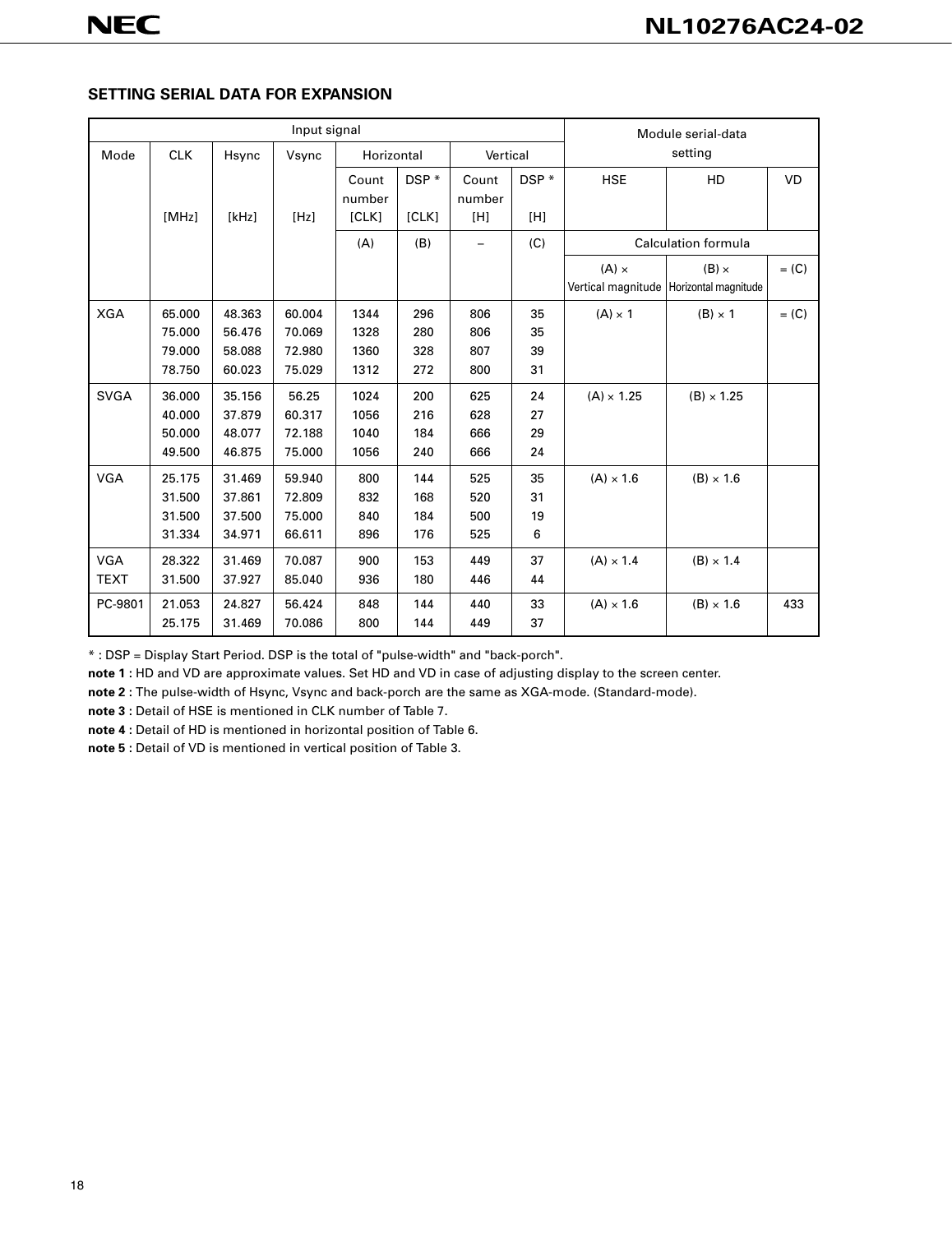## SETTING SERIAL DATA FOR EXPANSION

| Input signal | | | | | | | | Module serial-data setting | | |
|---|---|---|---|---|---|---|---|---|---|---|
| Mode | CLK | Hsync | Vsync | Horizontal | | Vertical | | | | |
| | [MHz] | [kHz] | [Hz] | Count number [CLK] | DSP * [CLK] | Count number [H] | DSP * [H] | HSE | HD | VD |
| | | | | (A) | (B) | – | (C) | Calculation formula | | |
| | | | | | | | | (A) × Vertical magnitude | (B) × Horizontal magnitude | = (C) |
| XGA | 65.000<br>75.000<br>79.000<br>78.750 | 48.363<br>56.476<br>58.088<br>60.023 | 60.004<br>70.069<br>72.980<br>75.029 | 1344<br>1328<br>1360<br>1312 | 296<br>280<br>328<br>272 | 806<br>806<br>807<br>800 | 35<br>35<br>39<br>31 | (A) × 1 | (B) × 1 | = (C) |
| SVGA | 36.000<br>40.000<br>50.000<br>49.500 | 35.156<br>37.879<br>48.077<br>46.875 | 56.25<br>60.317<br>72.188<br>75.000 | 1024<br>1056<br>1040<br>1056 | 200<br>216<br>184<br>240 | 625<br>628<br>666<br>666 | 24<br>27<br>29<br>24 | (A) × 1.25 | (B) × 1.25 | |
| VGA | 25.175<br>31.500<br>31.500<br>31.334 | 31.469<br>37.861<br>37.500<br>34.971 | 59.940<br>72.809<br>75.000<br>66.611 | 800<br>832<br>840<br>896 | 144<br>168<br>184<br>176 | 525<br>520<br>500<br>525 | 35<br>31<br>19<br>6 | (A) × 1.6 | (B) × 1.6 | |
| VGA TEXT | 28.322<br>31.500 | 31.469<br>37.927 | 70.087<br>85.040 | 900<br>936 | 153<br>180 | 449<br>446 | 37<br>44 | (A) × 1.4 | (B) × 1.4 | |
| PC-9801 | 21.053<br>25.175 | 24.827<br>31.469 | 56.424<br>70.086 | 848<br>800 | 144<br>144 | 440<br>449 | 33<br>37 | (A) × 1.6 | (B) × 1.6 | 433 |

* : DSP = Display Start Period. DSP is the total of "pulse-width" and "back-porch".

**note 1 :** HD and VD are approximate values. Set HD and VD in case of adjusting display to the screen center.

**note 2 :** The pulse-width of Hsync, Vsync and back-porch are the same as XGA-mode. (Standard-mode).

**note 3 :** Detail of HSE is mentioned in CLK number of Table 7.

**note 4 :** Detail of HD is mentioned in horizontal position of Table 6.

**note 5 :** Detail of VD is mentioned in vertical position of Table 3.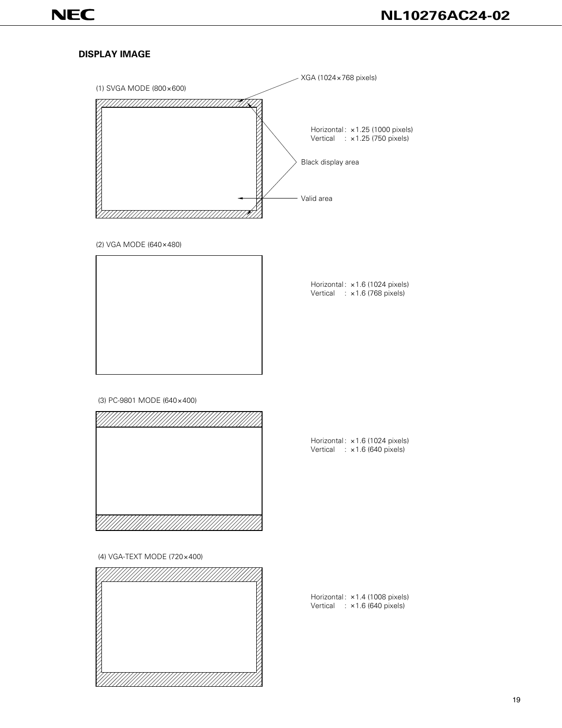## DISPLAY IMAGE

(1) SVGA MODE (800×600)

XGA (1024×768 pixels)

Horizontal : ×1.25 (1000 pixels)
Vertical : ×1.25 (750 pixels)

Black display area

Valid area

(2) VGA MODE (640×480)

Horizontal : ×1.6 (1024 pixels)
Vertical : ×1.6 (768 pixels)

(3) PC-9801 MODE (640×400)

Horizontal : ×1.6 (1024 pixels)
Vertical : ×1.6 (640 pixels)

(4) VGA-TEXT MODE (720×400)

Horizontal : ×1.4 (1008 pixels)
Vertical : ×1.6 (640 pixels)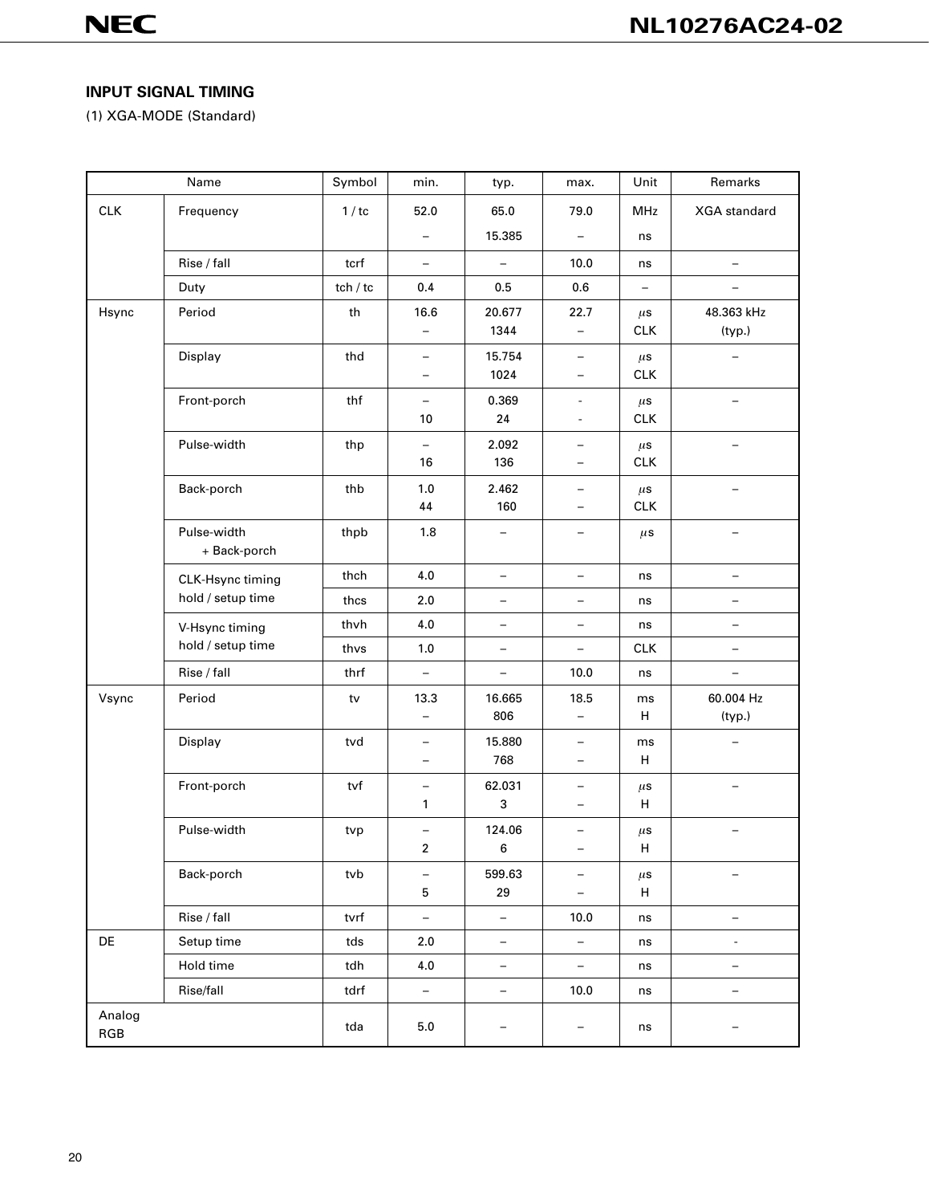## INPUT SIGNAL TIMING

(1) XGA-MODE (Standard)

| Name | | Symbol | min. | typ. | max. | Unit | Remarks |
|---|---|---|---|---|---|---|---|
| CLK | Frequency | 1 / tc | 52.0<br>– | 65.0<br>15.385 | 79.0<br>– | MHz<br>ns | XGA standard |
| | Rise / fall | tcrf | – | – | 10.0 | ns | – |
| | Duty | tch / tc | 0.4 | 0.5 | 0.6 | – | – |
| Hsync | Period | th | 16.6<br>– | 20.677<br>1344 | 22.7<br>– | μs<br>CLK | 48.363 kHz<br>(typ.) |
| | Display | thd | –<br>– | 15.754<br>1024 | –<br>– | μs<br>CLK | – |
| | Front-porch | thf | –<br>10 | 0.369<br>24 | -<br>- | μs<br>CLK | – |
| | Pulse-width | thp | –<br>16 | 2.092<br>136 | –<br>– | μs<br>CLK | – |
| | Back-porch | thb | 1.0<br>44 | 2.462<br>160 | –<br>– | μs<br>CLK | – |
| | Pulse-width + Back-porch | thpb | 1.8 | – | – | μs | – |
| | CLK-Hsync timing hold / setup time | thch | 4.0 | – | – | ns | – |
| | | thcs | 2.0 | – | – | ns | – |
| | V-Hsync timing hold / setup time | thvh | 4.0 | – | – | ns | – |
| | | thvs | 1.0 | – | – | CLK | – |
| | Rise / fall | thrf | – | – | 10.0 | ns | – |
| Vsync | Period | tv | 13.3<br>– | 16.665<br>806 | 18.5<br>– | ms<br>H | 60.004 Hz<br>(typ.) |
| | Display | tvd | –<br>– | 15.880<br>768 | –<br>– | ms<br>H | – |
| | Front-porch | tvf | –<br>1 | 62.031<br>3 | –<br>– | μs<br>H | – |
| | Pulse-width | tvp | –<br>2 | 124.06<br>6 | –<br>– | μs<br>H | – |
| | Back-porch | tvb | –<br>5 | 599.63<br>29 | –<br>– | μs<br>H | – |
| | Rise / fall | tvrf | – | – | 10.0 | ns | – |
| DE | Setup time | tds | 2.0 | – | – | ns | - |
| | Hold time | tdh | 4.0 | – | – | ns | – |
| | Rise/fall | tdrf | – | – | 10.0 | ns | – |
| Analog RGB | | tda | 5.0 | – | – | ns | – |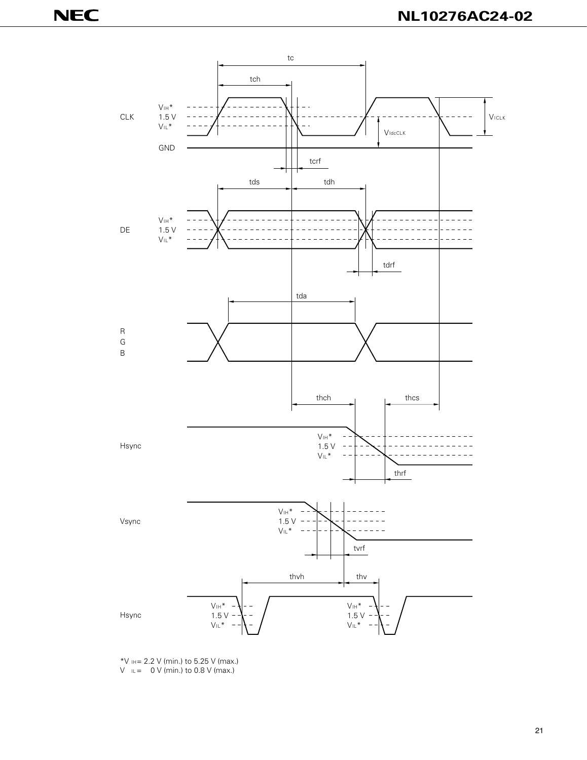CLK

$V_{IH}$*
1.5 V
$V_{IL}$*

GND

tc
tch
tcrf
$V_{ICLK}$
$V_{IdcCLK}$

DE

$V_{IH}$*
1.5 V
$V_{IL}$*

tds
tdh
tdrf

R
G
B

tda

Hsync

thch
thcs
$V_{IH}$*
1.5 V
$V_{IL}$*
thrf

Vsync

$V_{IH}$*
1.5 V
$V_{IL}$*
tvrf

Hsync

thvh
thv
$V_{IH}$*
1.5 V
$V_{IL}$*

*$V_{IH}$ = 2.2 V (min.) to 5.25 V (max.)
$V_{IL}$ = 0 V (min.) to 0.8 V (max.)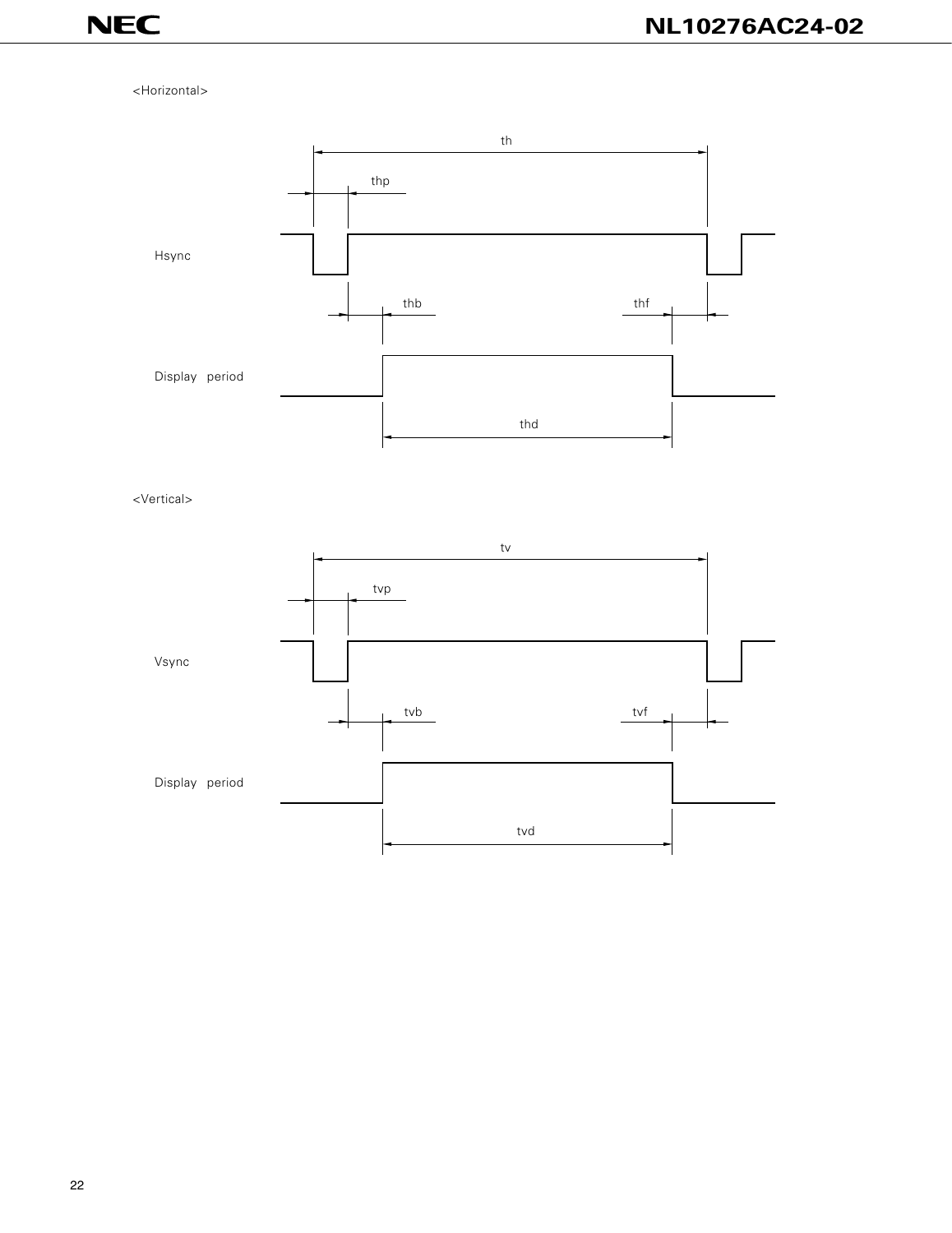<Horizontal>

th

thp

Hsync

thb

thf

Display period

thd

<Vertical>

tv

tvp

Vsync

tvb

tvf

Display period

tvd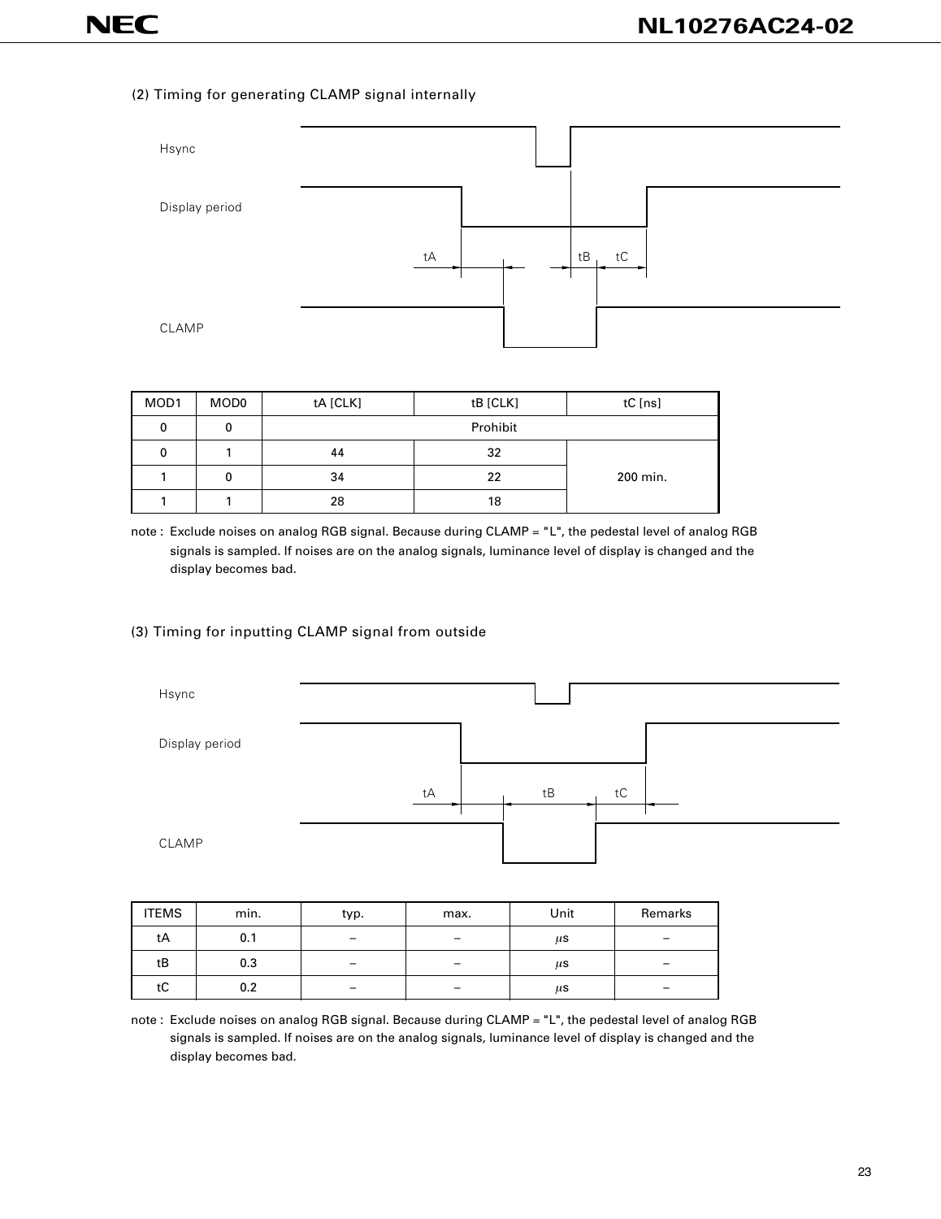(2) Timing for generating CLAMP signal internally

Hsync

Display period

tA tB tC

CLAMP

| MOD1 | MOD0 | tA [CLK] | tB [CLK] | tC [ns] |
|---|---|---|---|---|
| 0 | 0 | Prohibit | | |
| 0 | 1 | 44 | 32 | 200 min. |
| 1 | 0 | 34 | 22 | |
| 1 | 1 | 28 | 18 | |

note : Exclude noises on analog RGB signal. Because during CLAMP = "L", the pedestal level of analog RGB signals is sampled. If noises are on the analog signals, luminance level of display is changed and the display becomes bad.

(3) Timing for inputting CLAMP signal from outside

Hsync

Display period

tA tB tC

CLAMP

| ITEMS | min. | typ. | max. | Unit | Remarks |
|---|---|---|---|---|---|
| tA | 0.1 | – | – | μs | – |
| tB | 0.3 | – | – | μs | – |
| tC | 0.2 | – | – | μs | – |

note : Exclude noises on analog RGB signal. Because during CLAMP = "L", the pedestal level of analog RGB signals is sampled. If noises are on the analog signals, luminance level of display is changed and the display becomes bad.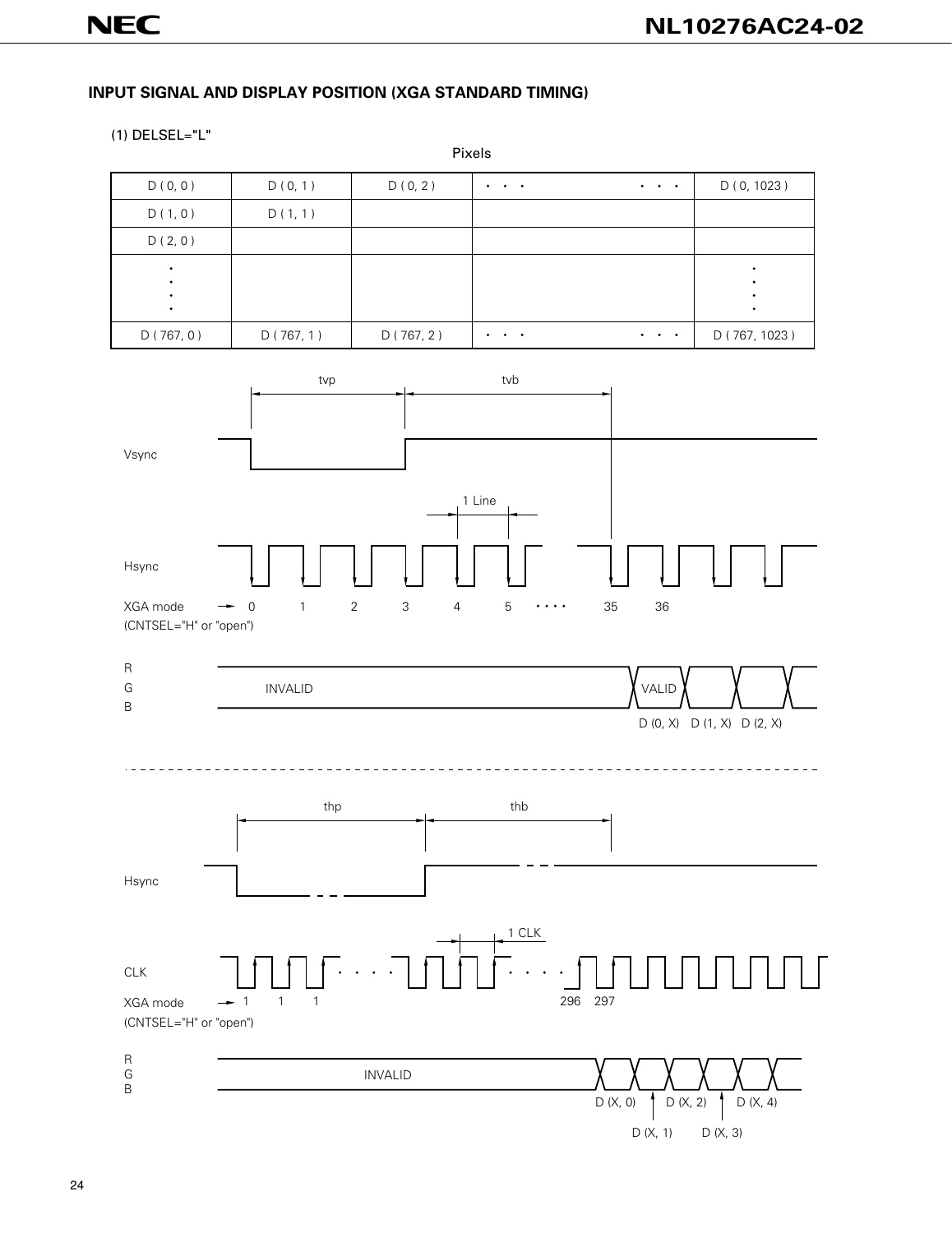## INPUT SIGNAL AND DISPLAY POSITION (XGA STANDARD TIMING)

(1) DELSEL="L"

Pixels

| D ( 0, 0 ) | D ( 0, 1 ) | D ( 0, 2 ) | • • • &nbsp;&nbsp;&nbsp;&nbsp; • • • | D ( 0, 1023 ) |
|---|---|---|---|---|
| D ( 1, 0 ) | D ( 1, 1 ) | | | |
| D ( 2, 0 ) | | | | |
| ⋮ | | | | ⋮ |
| D ( 767, 0 ) | D ( 767, 1 ) | D ( 767, 2 ) | • • • &nbsp;&nbsp;&nbsp;&nbsp; • • • | D ( 767, 1023 ) |

tvp &nbsp;&nbsp;&nbsp; tvb

Vsync

1 Line

Hsync

XGA mode → 0 &nbsp; 1 &nbsp; 2 &nbsp; 3 &nbsp; 4 &nbsp; 5 • • • • 35 &nbsp; 36
(CNTSEL="H" or "open")

R
G
B

INVALID &nbsp;&nbsp;&nbsp; VALID

D (0, X) &nbsp; D (1, X) &nbsp; D (2, X)

---

thp &nbsp;&nbsp;&nbsp; thb

Hsync

1 CLK

CLK

XGA mode → 1 &nbsp; 1 &nbsp; 1 &nbsp;&nbsp;&nbsp; 296 &nbsp; 297
(CNTSEL="H" or "open")

R
G
B

INVALID

D (X, 0) &nbsp; D (X, 2) &nbsp; D (X, 4)

D (X, 1) &nbsp; D (X, 3)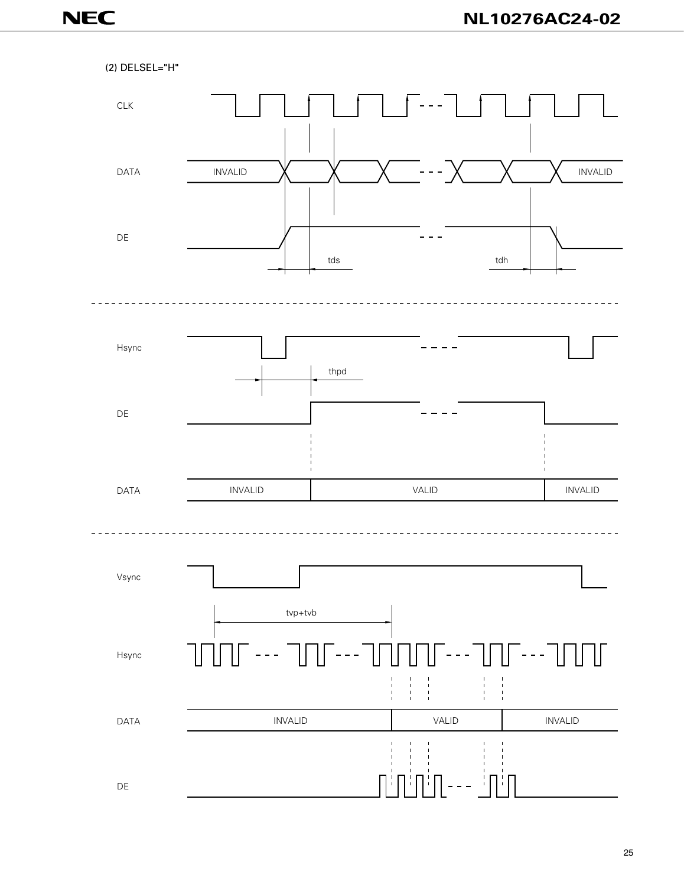(2) DELSEL="H"

CLK

DATA INVALID INVALID

DE

tds tdh

Hsync

thpd

DE

DATA INVALID VALID INVALID

Vsync

tvp+tvb

Hsync

DATA INVALID VALID INVALID

DE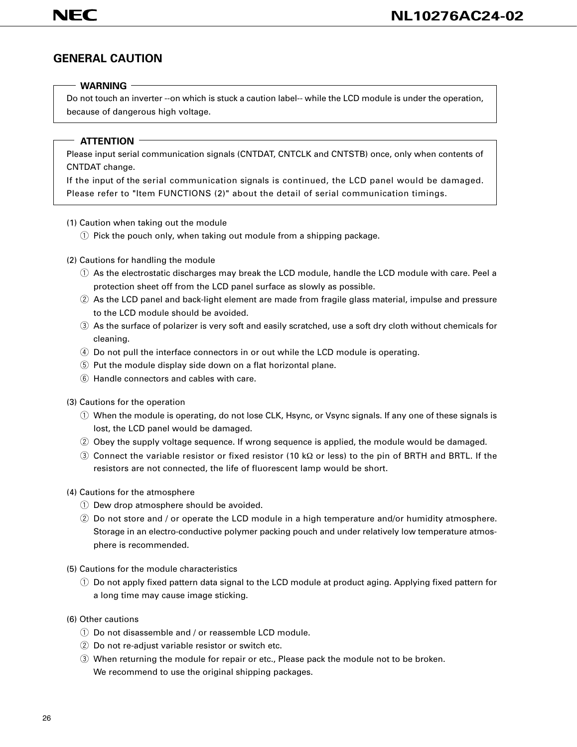## GENERAL CAUTION

**WARNING**

Do not touch an inverter --on which is stuck a caution label-- while the LCD module is under the operation, because of dangerous high voltage.

**ATTENTION**

Please input serial communication signals (CNTDAT, CNTCLK and CNTSTB) once, only when contents of CNTDAT change.
If the input of the serial communication signals is continued, the LCD panel would be damaged.
Please refer to "Item FUNCTIONS (2)" about the detail of serial communication timings.

(1) Caution when taking out the module

① Pick the pouch only, when taking out module from a shipping package.

(2) Cautions for handling the module

① As the electrostatic discharges may break the LCD module, handle the LCD module with care. Peel a protection sheet off from the LCD panel surface as slowly as possible.
② As the LCD panel and back-light element are made from fragile glass material, impulse and pressure to the LCD module should be avoided.
③ As the surface of polarizer is very soft and easily scratched, use a soft dry cloth without chemicals for cleaning.
④ Do not pull the interface connectors in or out while the LCD module is operating.
⑤ Put the module display side down on a flat horizontal plane.
⑥ Handle connectors and cables with care.

(3) Cautions for the operation

① When the module is operating, do not lose CLK, Hsync, or Vsync signals. If any one of these signals is lost, the LCD panel would be damaged.
② Obey the supply voltage sequence. If wrong sequence is applied, the module would be damaged.
③ Connect the variable resistor or fixed resistor (10 kΩ or less) to the pin of BRTH and BRTL. If the resistors are not connected, the life of fluorescent lamp would be short.

(4) Cautions for the atmosphere

① Dew drop atmosphere should be avoided.
② Do not store and / or operate the LCD module in a high temperature and/or humidity atmosphere. Storage in an electro-conductive polymer packing pouch and under relatively low temperature atmosphere is recommended.

(5) Cautions for the module characteristics

① Do not apply fixed pattern data signal to the LCD module at product aging. Applying fixed pattern for a long time may cause image sticking.

(6) Other cautions

① Do not disassemble and / or reassemble LCD module.
② Do not re-adjust variable resistor or switch etc.
③ When returning the module for repair or etc., Please pack the module not to be broken.
We recommend to use the original shipping packages.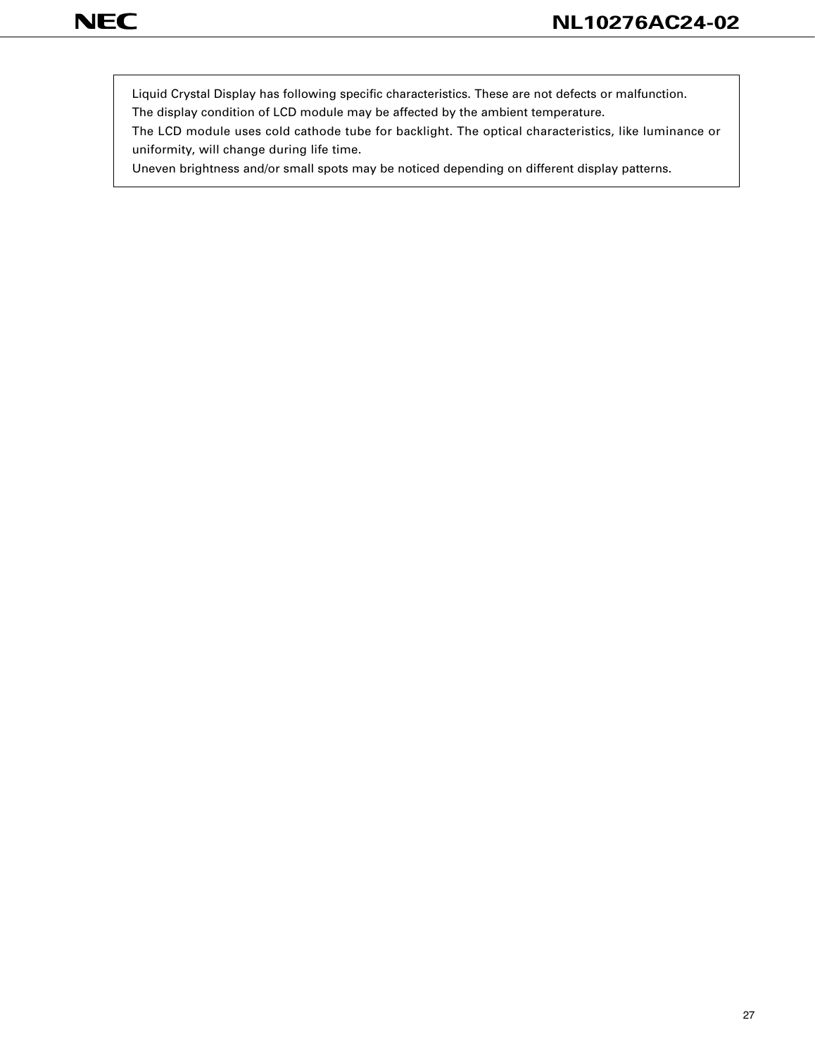Liquid Crystal Display has following specific characteristics. These are not defects or malfunction.
The display condition of LCD module may be affected by the ambient temperature.
The LCD module uses cold cathode tube for backlight. The optical characteristics, like luminance or uniformity, will change during life time.
Uneven brightness and/or small spots may be noticed depending on different display patterns.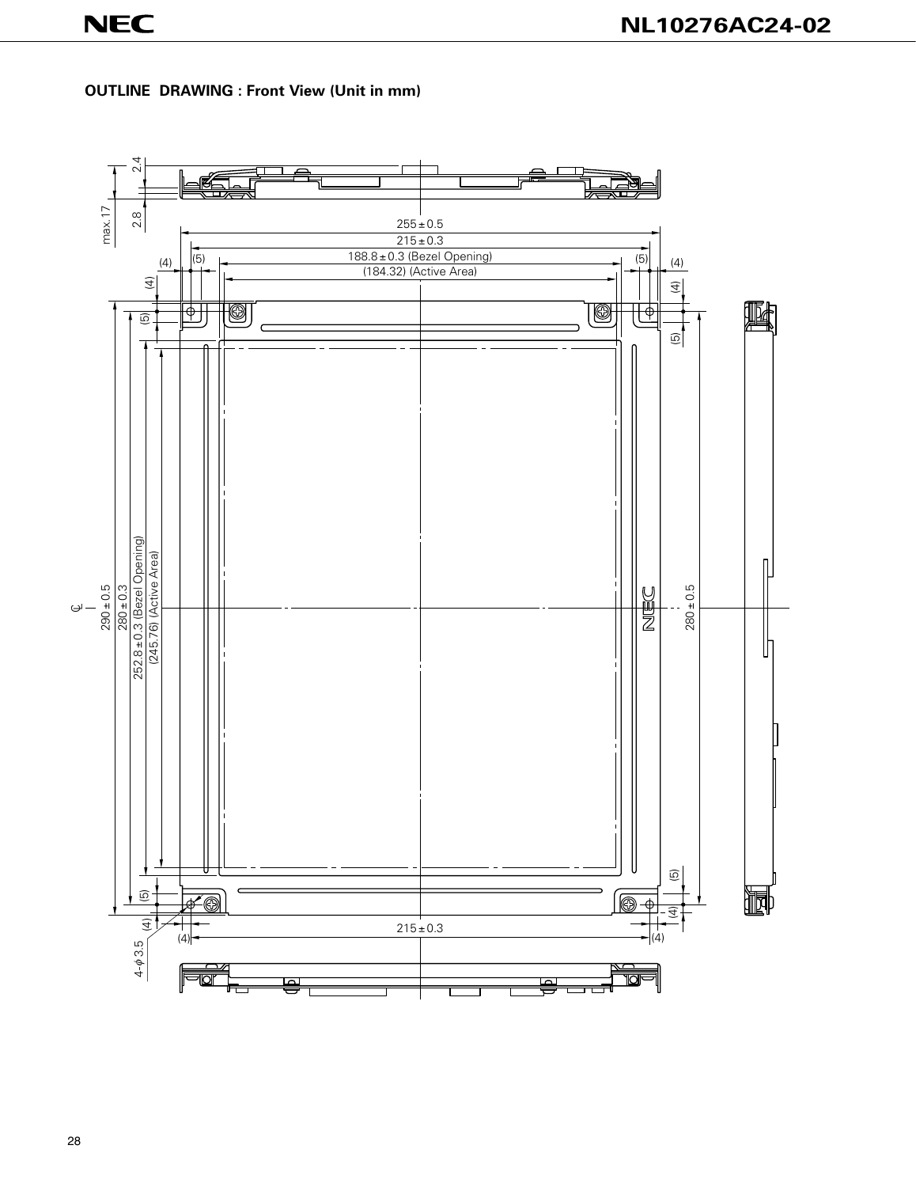**OUTLINE DRAWING : Front View (Unit in mm)**

max.17

2.4

2.8

255 ± 0.5

215 ± 0.3

188.8 ± 0.3 (Bezel Opening)

(184.32) (Active Area)

(4) (5) (5) (4)

290 ± 0.5

280 ± 0.3

252.8 ± 0.3 (Bezel Opening)

(245.76) (Active Area)

280 ± 0.5

4-φ3.5

215 ± 0.3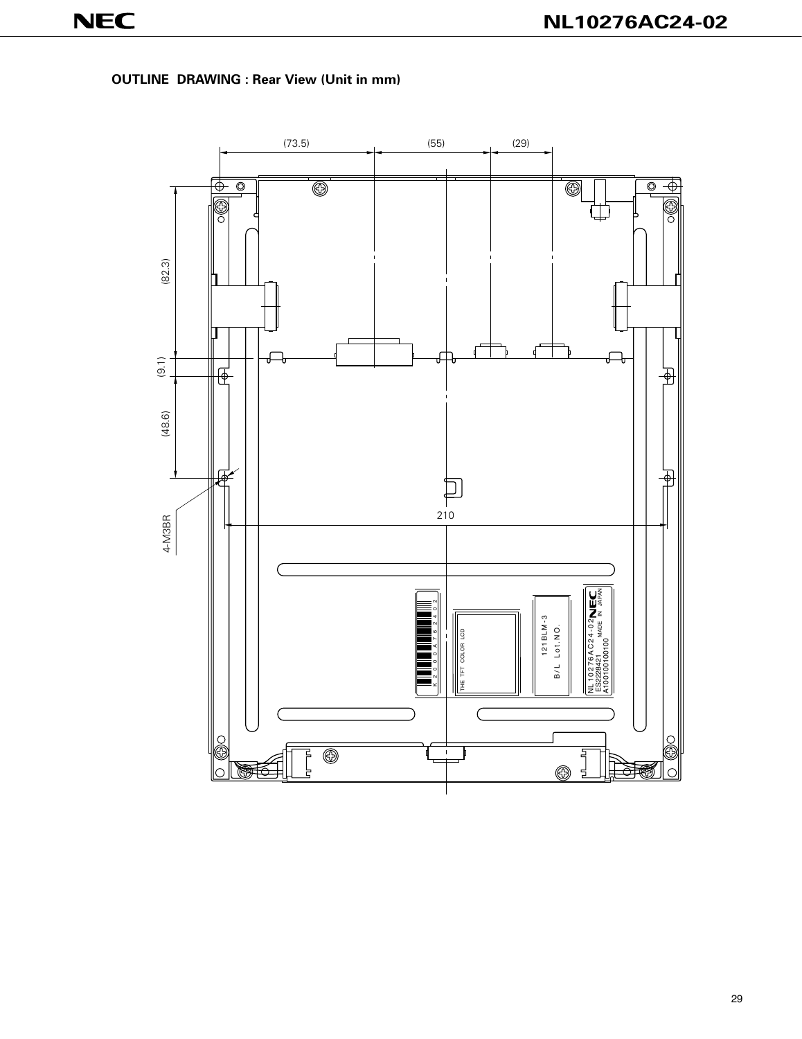**OUTLINE DRAWING : Rear View (Unit in mm)**

(73.5) (55) (29)

(82.3)

(9.1)

(48.6)

4-M3BR

210

THE TFT COLOR LCD

121BLM-3

B/L Lot.NO.

NL10276AC24-02

ES2228421 MADE IN JAPAN

A10010100100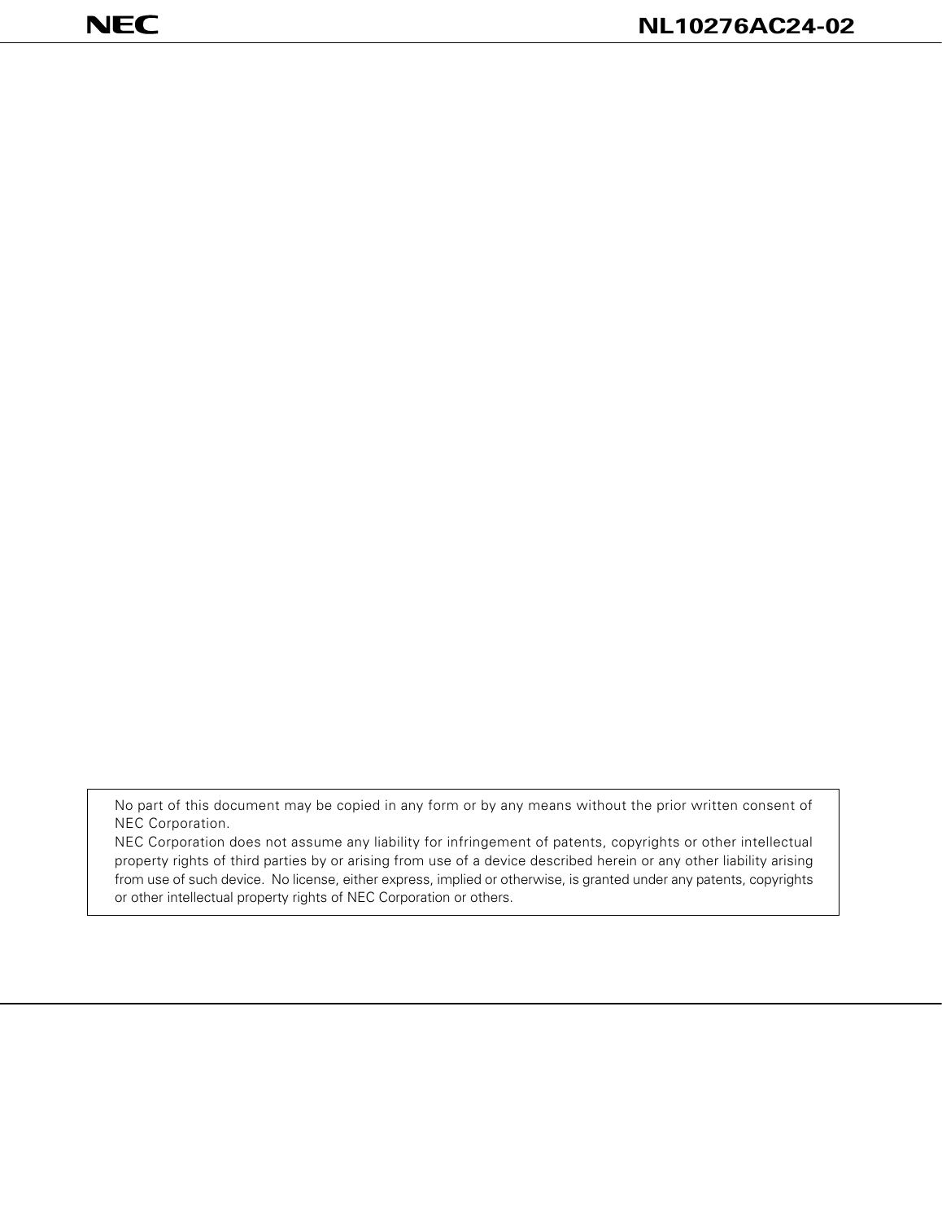No part of this document may be copied in any form or by any means without the prior written consent of NEC Corporation.
NEC Corporation does not assume any liability for infringement of patents, copyrights or other intellectual property rights of third parties by or arising from use of a device described herein or any other liability arising from use of such device. No license, either express, implied or otherwise, is granted under any patents, copyrights or other intellectual property rights of NEC Corporation or others.